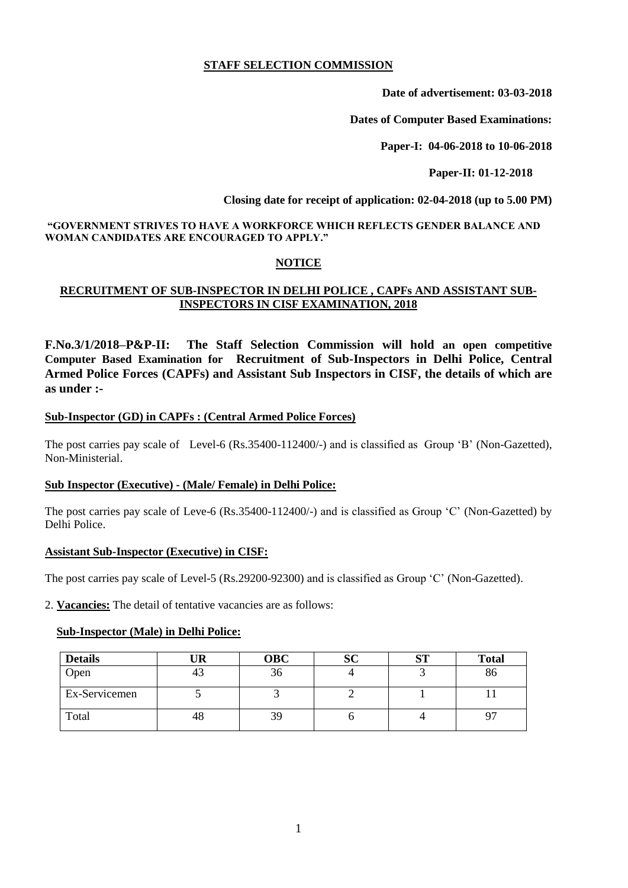**STAFF SELECTION COMMISSION**

**Date of advertisement: 03-03-2018**

**Dates of Computer Based Examinations:**

**Paper-I: 04-06-2018 to 10-06-2018**

**Paper-II: 01-12-2018**

**Closing date for receipt of application: 02-04-2018 (up to 5.00 PM)**

**"GOVERNMENT STRIVES TO HAVE A WORKFORCE WHICH REFLECTS GENDER BALANCE AND WOMAN CANDIDATES ARE ENCOURAGED TO APPLY."**

## NOTICE

### RECRUITMENT OF SUB-INSPECTOR IN DELHI POLICE , CAPFs AND ASSISTANT SUB-INSPECTORS IN CISF EXAMINATION, 2018

**F.No.3/1/2018–P&P-II: The Staff Selection Commission will hold an open competitive Computer Based Examination for Recruitment of Sub-Inspectors in Delhi Police, Central Armed Police Forces (CAPFs) and Assistant Sub Inspectors in CISF, the details of which are as under :-**

**Sub-Inspector (GD) in CAPFs : (Central Armed Police Forces)**

The post carries pay scale of Level-6 (Rs.35400-112400/-) and is classified as Group 'B' (Non-Gazetted), Non-Ministerial.

**Sub Inspector (Executive) - (Male/ Female) in Delhi Police:**

The post carries pay scale of Leve-6 (Rs.35400-112400/-) and is classified as Group 'C' (Non-Gazetted) by Delhi Police.

**Assistant Sub-Inspector (Executive) in CISF:**

The post carries pay scale of Level-5 (Rs.29200-92300) and is classified as Group 'C' (Non-Gazetted).

2. **Vacancies:** The detail of tentative vacancies are as follows:

**Sub-Inspector (Male) in Delhi Police:**

| Details | UR | OBC | SC | ST | Total |
|---|---|---|---|---|---|
| Open | 43 | 36 | 4 | 3 | 86 |
| Ex-Servicemen | 5 | 3 | 2 | 1 | 11 |
| Total | 48 | 39 | 6 | 4 | 97 |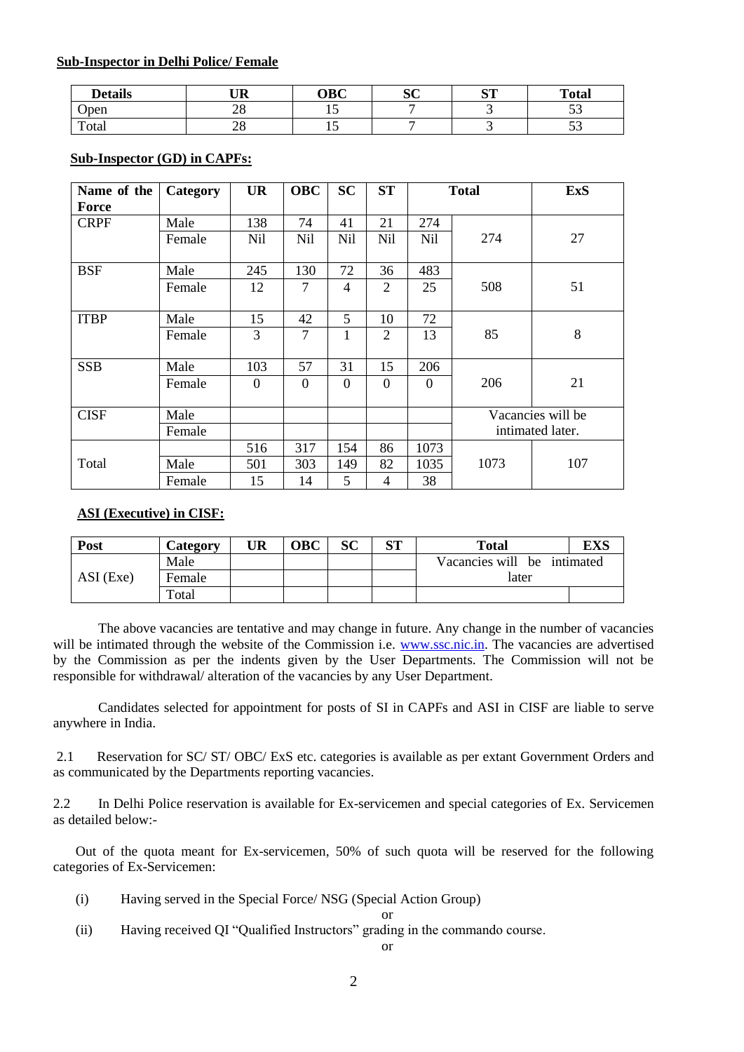**Sub-Inspector in Delhi Police/ Female**

| Details | UR | OBC | SC | ST | Total |
|---|---|---|---|---|---|
| Open | 28 | 15 | 7 | 3 | 53 |
| Total | 28 | 15 | 7 | 3 | 53 |

**Sub-Inspector (GD) in CAPFs:**

| Name of the Force | Category | UR | OBC | SC | ST | Total | | ExS |
|---|---|---|---|---|---|---|---|---|
| CRPF | Male | 138 | 74 | 41 | 21 | 274 | 274 | 27 |
| | Female | Nil | Nil | Nil | Nil | Nil | | |
| BSF | Male | 245 | 130 | 72 | 36 | 483 | 508 | 51 |
| | Female | 12 | 7 | 4 | 2 | 25 | | |
| ITBP | Male | 15 | 42 | 5 | 10 | 72 | 85 | 8 |
| | Female | 3 | 7 | 1 | 2 | 13 | | |
| SSB | Male | 103 | 57 | 31 | 15 | 206 | 206 | 21 |
| | Female | 0 | 0 | 0 | 0 | 0 | | |
| CISF | Male | | | | | | Vacancies will be intimated later. | |
| | Female | | | | | | | |
| Total | | 516 | 317 | 154 | 86 | 1073 | 1073 | 107 |
| | Male | 501 | 303 | 149 | 82 | 1035 | | |
| | Female | 15 | 14 | 5 | 4 | 38 | | |

**ASI (Executive) in CISF:**

| Post | Category | UR | OBC | SC | ST | Total | EXS |
|---|---|---|---|---|---|---|---|
| ASI (Exe) | Male | | | | | Vacancies will be intimated later | |
| | Female | | | | | | |
| | Total | | | | | | |

The above vacancies are tentative and may change in future. Any change in the number of vacancies will be intimated through the website of the Commission i.e. www.ssc.nic.in. The vacancies are advertised by the Commission as per the indents given by the User Departments. The Commission will not be responsible for withdrawal/ alteration of the vacancies by any User Department.

Candidates selected for appointment for posts of SI in CAPFs and ASI in CISF are liable to serve anywhere in India.

2.1 Reservation for SC/ ST/ OBC/ ExS etc. categories is available as per extant Government Orders and as communicated by the Departments reporting vacancies.

2.2 In Delhi Police reservation is available for Ex-servicemen and special categories of Ex. Servicemen as detailed below:-

Out of the quota meant for Ex-servicemen, 50% of such quota will be reserved for the following categories of Ex-Servicemen:

(i) Having served in the Special Force/ NSG (Special Action Group)

or

(ii) Having received QI "Qualified Instructors" grading in the commando course.

or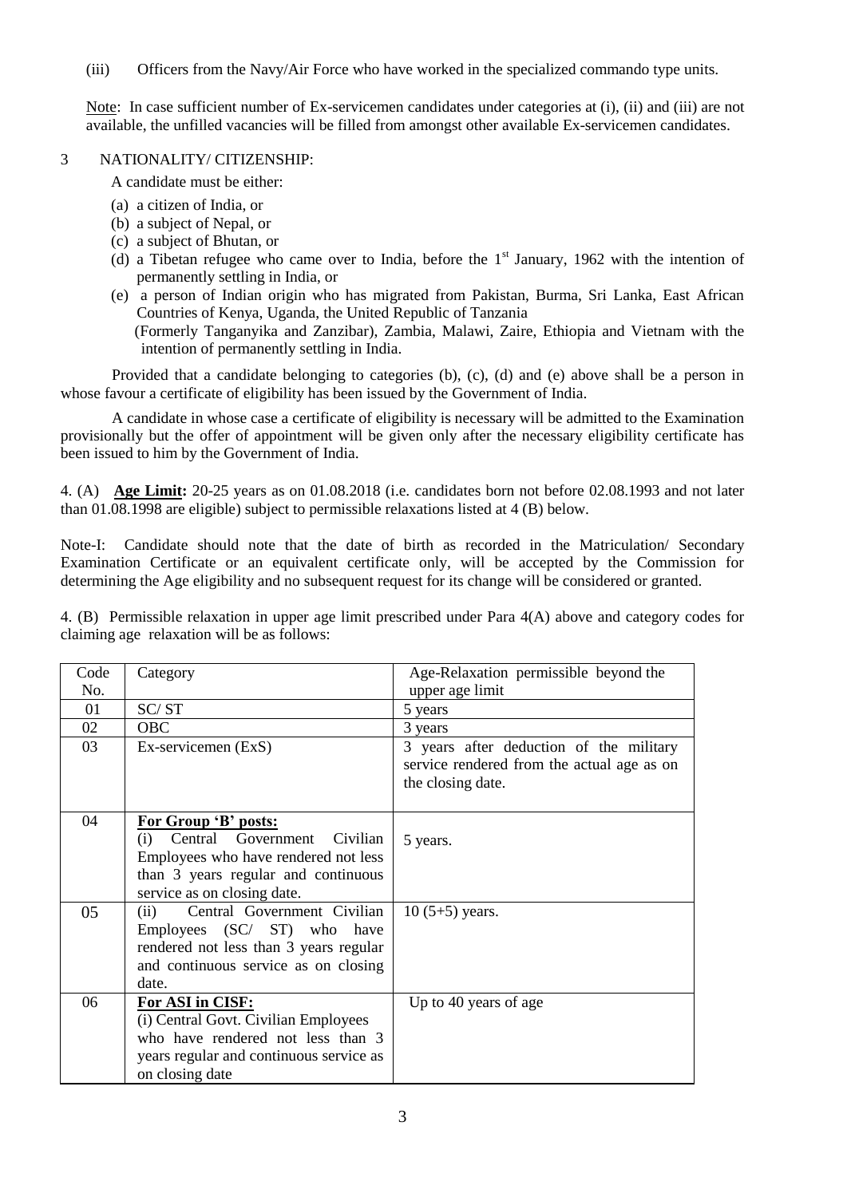(iii) Officers from the Navy/Air Force who have worked in the specialized commando type units.

Note: In case sufficient number of Ex-servicemen candidates under categories at (i), (ii) and (iii) are not available, the unfilled vacancies will be filled from amongst other available Ex-servicemen candidates.

3 NATIONALITY/ CITIZENSHIP:

A candidate must be either:

(a) a citizen of India, or
(b) a subject of Nepal, or
(c) a subject of Bhutan, or
(d) a Tibetan refugee who came over to India, before the 1st January, 1962 with the intention of permanently settling in India, or
(e) a person of Indian origin who has migrated from Pakistan, Burma, Sri Lanka, East African Countries of Kenya, Uganda, the United Republic of Tanzania (Formerly Tanganyika and Zanzibar), Zambia, Malawi, Zaire, Ethiopia and Vietnam with the intention of permanently settling in India.

Provided that a candidate belonging to categories (b), (c), (d) and (e) above shall be a person in whose favour a certificate of eligibility has been issued by the Government of India.

A candidate in whose case a certificate of eligibility is necessary will be admitted to the Examination provisionally but the offer of appointment will be given only after the necessary eligibility certificate has been issued to him by the Government of India.

4. (A) **Age Limit:** 20-25 years as on 01.08.2018 (i.e. candidates born not before 02.08.1993 and not later than 01.08.1998 are eligible) subject to permissible relaxations listed at 4 (B) below.

Note-I: Candidate should note that the date of birth as recorded in the Matriculation/ Secondary Examination Certificate or an equivalent certificate only, will be accepted by the Commission for determining the Age eligibility and no subsequent request for its change will be considered or granted.

4. (B) Permissible relaxation in upper age limit prescribed under Para 4(A) above and category codes for claiming age relaxation will be as follows:

| Code No. | Category | Age-Relaxation permissible beyond the upper age limit |
|---|---|---|
| 01 | SC/ ST | 5 years |
| 02 | OBC | 3 years |
| 03 | Ex-servicemen (ExS) | 3 years after deduction of the military service rendered from the actual age as on the closing date. |
| 04 | **For Group 'B' posts:** (i) Central Government Civilian Employees who have rendered not less than 3 years regular and continuous service as on closing date. | 5 years. |
| 05 | (ii) Central Government Civilian Employees (SC/ ST) who have rendered not less than 3 years regular and continuous service as on closing date. | 10 (5+5) years. |
| 06 | **For ASI in CISF:** (i) Central Govt. Civilian Employees who have rendered not less than 3 years regular and continuous service as on closing date | Up to 40 years of age |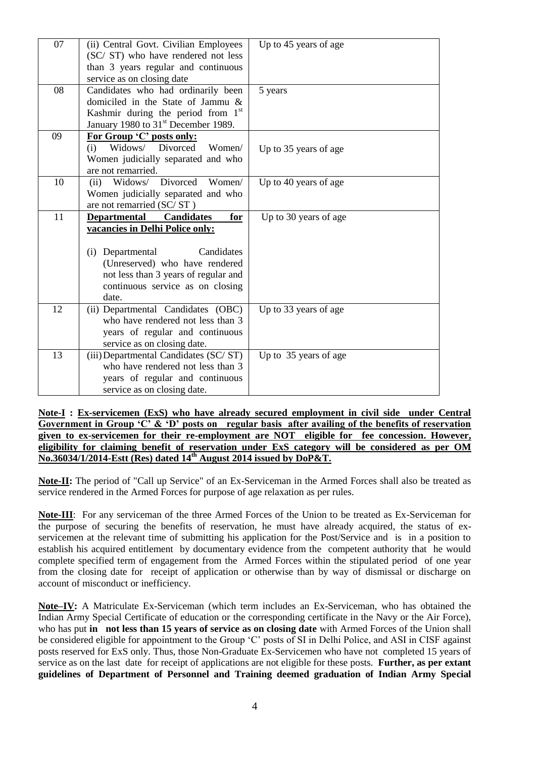| 07 | (ii) Central Govt. Civilian Employees (SC/ ST) who have rendered not less than 3 years regular and continuous service as on closing date | Up to 45 years of age |
|---|---|---|
| 08 | Candidates who had ordinarily been domiciled in the State of Jammu & Kashmir during the period from 1st January 1980 to 31st December 1989. | 5 years |
| 09 | **For Group 'C' posts only:**<br>(i) Widows/ Divorced Women/ Women judicially separated and who are not remarried. | Up to 35 years of age |
| 10 | (ii) Widows/ Divorced Women/ Women judicially separated and who are not remarried (SC/ ST ) | Up to 40 years of age |
| 11 | **Departmental Candidates for vacancies in Delhi Police only:**<br><br>(i) Departmental Candidates (Unreserved) who have rendered not less than 3 years of regular and continuous service as on closing date. | Up to 30 years of age |
| 12 | (ii) Departmental Candidates (OBC) who have rendered not less than 3 years of regular and continuous service as on closing date. | Up to 33 years of age |
| 13 | (iii) Departmental Candidates (SC/ ST) who have rendered not less than 3 years of regular and continuous service as on closing date. | Up to 35 years of age |

**Note-I : Ex-servicemen (ExS) who have already secured employment in civil side under Central Government in Group 'C' & 'D' posts on regular basis after availing of the benefits of reservation given to ex-servicemen for their re-employment are NOT eligible for fee concession. However, eligibility for claiming benefit of reservation under ExS category will be considered as per OM No.36034/1/2014-Estt (Res) dated 14th August 2014 issued by DoP&T.**

**Note-II:** The period of "Call up Service" of an Ex-Serviceman in the Armed Forces shall also be treated as service rendered in the Armed Forces for purpose of age relaxation as per rules.

**Note-III**: For any serviceman of the three Armed Forces of the Union to be treated as Ex-Serviceman for the purpose of securing the benefits of reservation, he must have already acquired, the status of ex-servicemen at the relevant time of submitting his application for the Post/Service and is in a position to establish his acquired entitlement by documentary evidence from the competent authority that he would complete specified term of engagement from the Armed Forces within the stipulated period of one year from the closing date for receipt of application or otherwise than by way of dismissal or discharge on account of misconduct or inefficiency.

**Note–IV:** A Matriculate Ex-Serviceman (which term includes an Ex-Serviceman, who has obtained the Indian Army Special Certificate of education or the corresponding certificate in the Navy or the Air Force), who has put **in not less than 15 years of service as on closing date** with Armed Forces of the Union shall be considered eligible for appointment to the Group 'C' posts of SI in Delhi Police, and ASI in CISF against posts reserved for ExS only. Thus, those Non-Graduate Ex-Servicemen who have not completed 15 years of service as on the last date for receipt of applications are not eligible for these posts. **Further, as per extant guidelines of Department of Personnel and Training deemed graduation of Indian Army Special**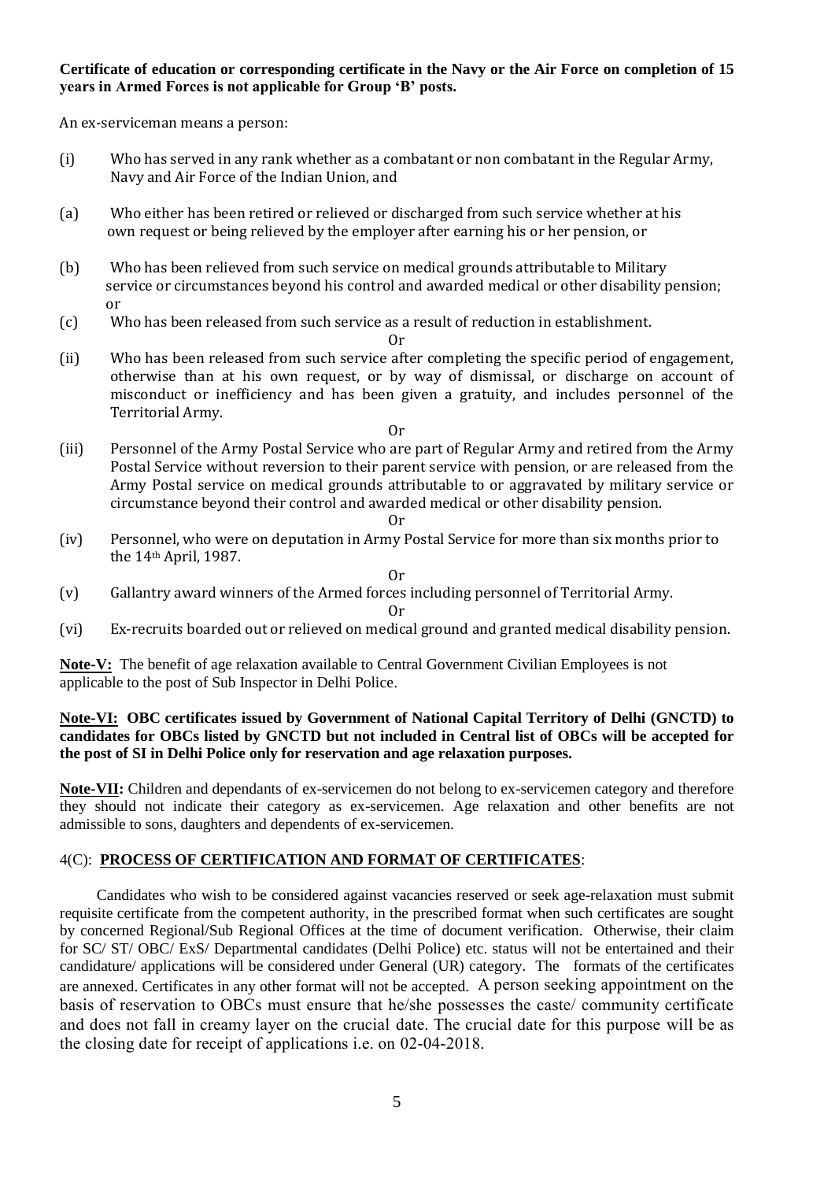**Certificate of education or corresponding certificate in the Navy or the Air Force on completion of 15 years in Armed Forces is not applicable for Group 'B' posts.**

An ex-serviceman means a person:

(i) Who has served in any rank whether as a combatant or non combatant in the Regular Army, Navy and Air Force of the Indian Union, and

(a) Who either has been retired or relieved or discharged from such service whether at his own request or being relieved by the employer after earning his or her pension, or

(b) Who has been relieved from such service on medical grounds attributable to Military service or circumstances beyond his control and awarded medical or other disability pension; or

(c) Who has been released from such service as a result of reduction in establishment.

Or

(ii) Who has been released from such service after completing the specific period of engagement, otherwise than at his own request, or by way of dismissal, or discharge on account of misconduct or inefficiency and has been given a gratuity, and includes personnel of the Territorial Army.

Or

(iii) Personnel of the Army Postal Service who are part of Regular Army and retired from the Army Postal Service without reversion to their parent service with pension, or are released from the Army Postal service on medical grounds attributable to or aggravated by military service or circumstance beyond their control and awarded medical or other disability pension.

Or

(iv) Personnel, who were on deputation in Army Postal Service for more than six months prior to the 14th April, 1987.

Or

(v) Gallantry award winners of the Armed forces including personnel of Territorial Army.

Or

(vi) Ex-recruits boarded out or relieved on medical ground and granted medical disability pension.

**Note-V:** The benefit of age relaxation available to Central Government Civilian Employees is not applicable to the post of Sub Inspector in Delhi Police.

**Note-VI: OBC certificates issued by Government of National Capital Territory of Delhi (GNCTD) to candidates for OBCs listed by GNCTD but not included in Central list of OBCs will be accepted for the post of SI in Delhi Police only for reservation and age relaxation purposes.**

**Note-VII:** Children and dependants of ex-servicemen do not belong to ex-servicemen category and therefore they should not indicate their category as ex-servicemen. Age relaxation and other benefits are not admissible to sons, daughters and dependents of ex-servicemen.

4(C): **PROCESS OF CERTIFICATION AND FORMAT OF CERTIFICATES**:

Candidates who wish to be considered against vacancies reserved or seek age-relaxation must submit requisite certificate from the competent authority, in the prescribed format when such certificates are sought by concerned Regional/Sub Regional Offices at the time of document verification. Otherwise, their claim for SC/ ST/ OBC/ ExS/ Departmental candidates (Delhi Police) etc. status will not be entertained and their candidature/ applications will be considered under General (UR) category. The formats of the certificates are annexed. Certificates in any other format will not be accepted. A person seeking appointment on the basis of reservation to OBCs must ensure that he/she possesses the caste/ community certificate and does not fall in creamy layer on the crucial date. The crucial date for this purpose will be as the closing date for receipt of applications i.e. on 02-04-2018.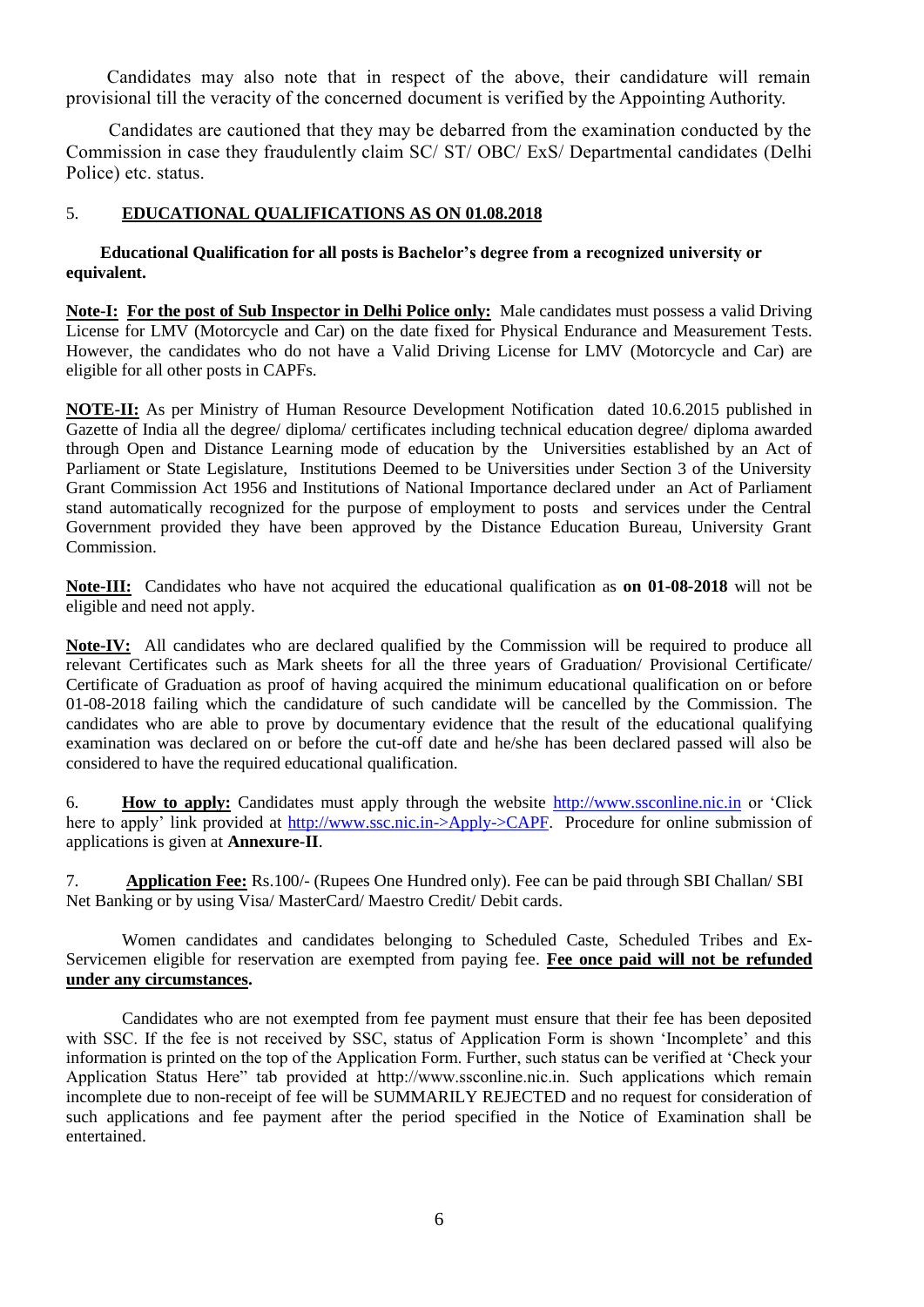Candidates may also note that in respect of the above, their candidature will remain provisional till the veracity of the concerned document is verified by the Appointing Authority.

Candidates are cautioned that they may be debarred from the examination conducted by the Commission in case they fraudulently claim SC/ ST/ OBC/ ExS/ Departmental candidates (Delhi Police) etc. status.

## 5. EDUCATIONAL QUALIFICATIONS AS ON 01.08.2018

**Educational Qualification for all posts is Bachelor's degree from a recognized university or equivalent.**

**Note-I: For the post of Sub Inspector in Delhi Police only:** Male candidates must possess a valid Driving License for LMV (Motorcycle and Car) on the date fixed for Physical Endurance and Measurement Tests. However, the candidates who do not have a Valid Driving License for LMV (Motorcycle and Car) are eligible for all other posts in CAPFs.

**NOTE-II:** As per Ministry of Human Resource Development Notification dated 10.6.2015 published in Gazette of India all the degree/ diploma/ certificates including technical education degree/ diploma awarded through Open and Distance Learning mode of education by the Universities established by an Act of Parliament or State Legislature, Institutions Deemed to be Universities under Section 3 of the University Grant Commission Act 1956 and Institutions of National Importance declared under an Act of Parliament stand automatically recognized for the purpose of employment to posts and services under the Central Government provided they have been approved by the Distance Education Bureau, University Grant Commission.

**Note-III:** Candidates who have not acquired the educational qualification as **on 01-08-2018** will not be eligible and need not apply.

**Note-IV:** All candidates who are declared qualified by the Commission will be required to produce all relevant Certificates such as Mark sheets for all the three years of Graduation/ Provisional Certificate/ Certificate of Graduation as proof of having acquired the minimum educational qualification on or before 01-08-2018 failing which the candidature of such candidate will be cancelled by the Commission. The candidates who are able to prove by documentary evidence that the result of the educational qualifying examination was declared on or before the cut-off date and he/she has been declared passed will also be considered to have the required educational qualification.

6. **How to apply:** Candidates must apply through the website http://www.ssconline.nic.in or 'Click here to apply' link provided at http://www.ssc.nic.in->Apply->CAPF. Procedure for online submission of applications is given at **Annexure-II**.

7. **Application Fee:** Rs.100/- (Rupees One Hundred only). Fee can be paid through SBI Challan/ SBI Net Banking or by using Visa/ MasterCard/ Maestro Credit/ Debit cards.

Women candidates and candidates belonging to Scheduled Caste, Scheduled Tribes and Ex-Servicemen eligible for reservation are exempted from paying fee. **Fee once paid will not be refunded under any circumstances.**

Candidates who are not exempted from fee payment must ensure that their fee has been deposited with SSC. If the fee is not received by SSC, status of Application Form is shown 'Incomplete' and this information is printed on the top of the Application Form. Further, such status can be verified at 'Check your Application Status Here" tab provided at http://www.ssconline.nic.in. Such applications which remain incomplete due to non-receipt of fee will be SUMMARILY REJECTED and no request for consideration of such applications and fee payment after the period specified in the Notice of Examination shall be entertained.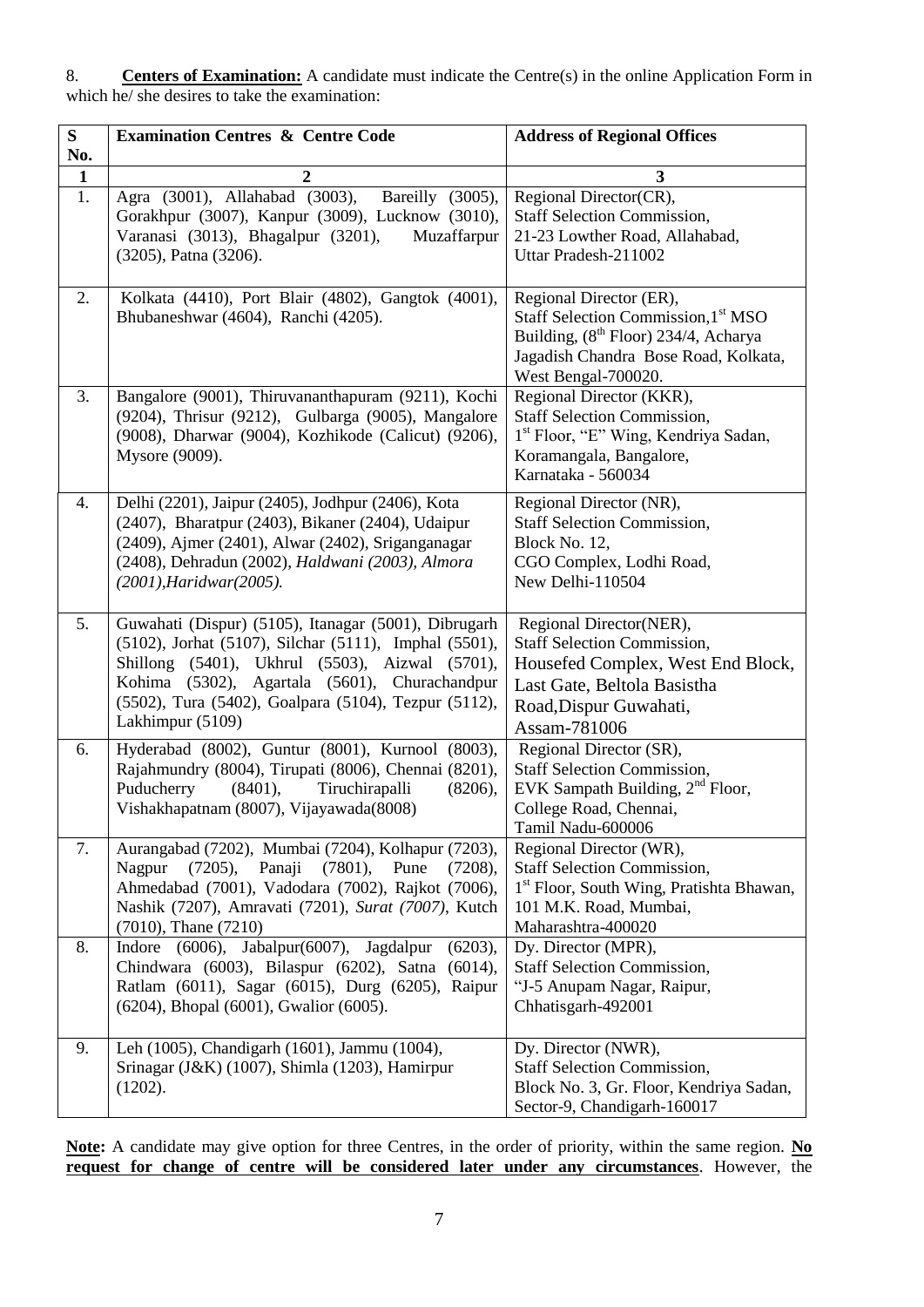8. **Centers of Examination:** A candidate must indicate the Centre(s) in the online Application Form in which he/ she desires to take the examination:

| S No. | Examination Centres & Centre Code | Address of Regional Offices |
|---|---|---|
| **1** | **2** | **3** |
| 1. | Agra (3001), Allahabad (3003), Bareilly (3005), Gorakhpur (3007), Kanpur (3009), Lucknow (3010), Varanasi (3013), Bhagalpur (3201), Muzaffarpur (3205), Patna (3206). | Regional Director(CR), Staff Selection Commission, 21-23 Lowther Road, Allahabad, Uttar Pradesh-211002 |
| 2. | Kolkata (4410), Port Blair (4802), Gangtok (4001), Bhubaneshwar (4604), Ranchi (4205). | Regional Director (ER), Staff Selection Commission,1st MSO Building, (8th Floor) 234/4, Acharya Jagadish Chandra Bose Road, Kolkata, West Bengal-700020. |
| 3. | Bangalore (9001), Thiruvananthapuram (9211), Kochi (9204), Thrisur (9212), Gulbarga (9005), Mangalore (9008), Dharwar (9004), Kozhikode (Calicut) (9206), Mysore (9009). | Regional Director (KKR), Staff Selection Commission, 1st Floor, "E" Wing, Kendriya Sadan, Koramangala, Bangalore, Karnataka - 560034 |
| 4. | Delhi (2201), Jaipur (2405), Jodhpur (2406), Kota (2407), Bharatpur (2403), Bikaner (2404), Udaipur (2409), Ajmer (2401), Alwar (2402), Sriganganagar (2408), Dehradun (2002), *Haldwani (2003), Almora (2001),Haridwar(2005).* | Regional Director (NR), Staff Selection Commission, Block No. 12, CGO Complex, Lodhi Road, New Delhi-110504 |
| 5. | Guwahati (Dispur) (5105), Itanagar (5001), Dibrugarh (5102), Jorhat (5107), Silchar (5111), Imphal (5501), Shillong (5401), Ukhrul (5503), Aizwal (5701), Kohima (5302), Agartala (5601), Churachandpur (5502), Tura (5402), Goalpara (5104), Tezpur (5112), Lakhimpur (5109) | Regional Director(NER), Staff Selection Commission, Housefed Complex, West End Block, Last Gate, Beltola Basistha Road,Dispur Guwahati, Assam-781006 |
| 6. | Hyderabad (8002), Guntur (8001), Kurnool (8003), Rajahmundry (8004), Tirupati (8006), Chennai (8201), Puducherry (8401), Tiruchirapalli (8206), Vishakhapatnam (8007), Vijayawada(8008) | Regional Director (SR), Staff Selection Commission, EVK Sampath Building, 2nd Floor, College Road, Chennai, Tamil Nadu-600006 |
| 7. | Aurangabad (7202), Mumbai (7204), Kolhapur (7203), Nagpur (7205), Panaji (7801), Pune (7208), Ahmedabad (7001), Vadodara (7002), Rajkot (7006), Nashik (7207), Amravati (7201), *Surat (7007)*, Kutch (7010), Thane (7210) | Regional Director (WR), Staff Selection Commission, 1st Floor, South Wing, Pratishta Bhawan, 101 M.K. Road, Mumbai, Maharashtra-400020 |
| 8. | Indore (6006), Jabalpur(6007), Jagdalpur (6203), Chindwara (6003), Bilaspur (6202), Satna (6014), Ratlam (6011), Sagar (6015), Durg (6205), Raipur (6204), Bhopal (6001), Gwalior (6005). | Dy. Director (MPR), Staff Selection Commission, "J-5 Anupam Nagar, Raipur, Chhatisgarh-492001 |
| 9. | Leh (1005), Chandigarh (1601), Jammu (1004), Srinagar (J&K) (1007), Shimla (1203), Hamirpur (1202). | Dy. Director (NWR), Staff Selection Commission, Block No. 3, Gr. Floor, Kendriya Sadan, Sector-9, Chandigarh-160017 |

**Note:** A candidate may give option for three Centres, in the order of priority, within the same region. **No request for change of centre will be considered later under any circumstances**. However, the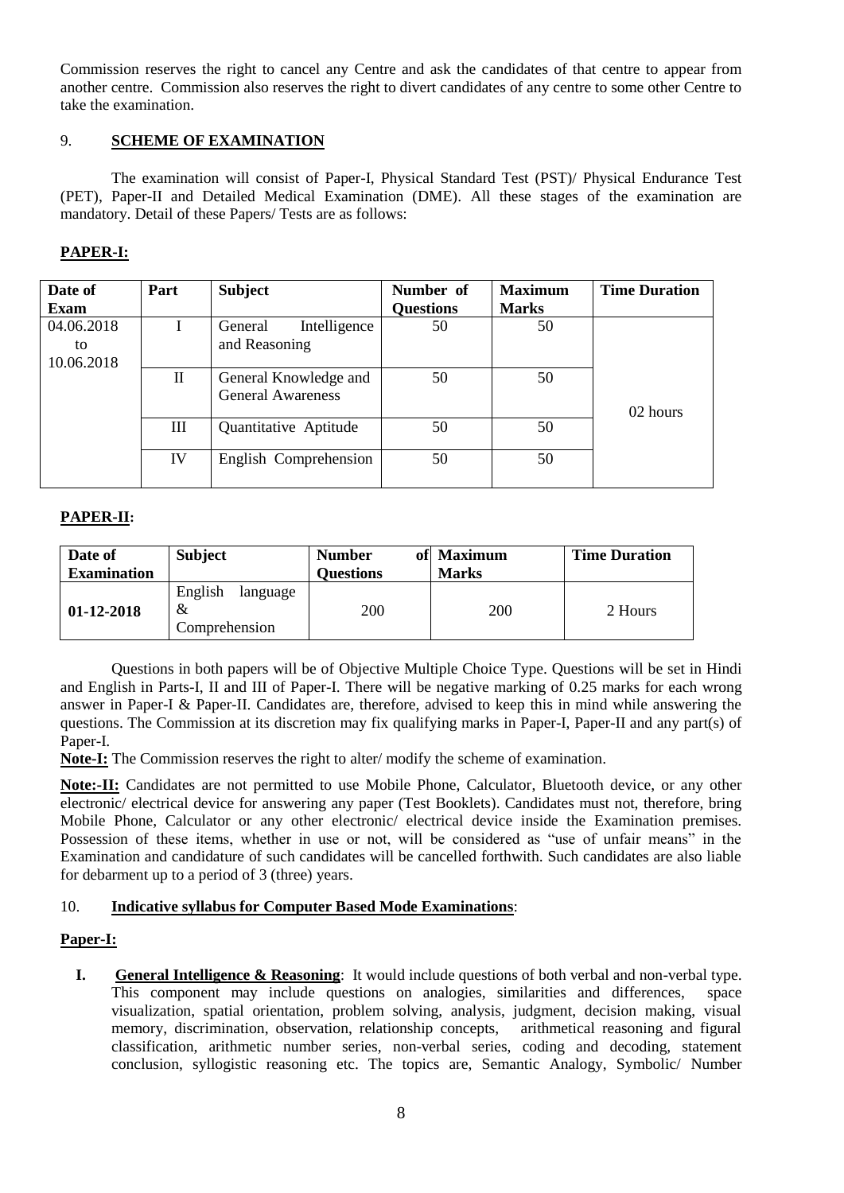Commission reserves the right to cancel any Centre and ask the candidates of that centre to appear from another centre. Commission also reserves the right to divert candidates of any centre to some other Centre to take the examination.

## 9. SCHEME OF EXAMINATION

The examination will consist of Paper-I, Physical Standard Test (PST)/ Physical Endurance Test (PET), Paper-II and Detailed Medical Examination (DME). All these stages of the examination are mandatory. Detail of these Papers/ Tests are as follows:

**PAPER-I:**

| Date of Exam | Part | Subject | Number of Questions | Maximum Marks | Time Duration |
|---|---|---|---|---|---|
| 04.06.2018 to 10.06.2018 | I | General Intelligence and Reasoning | 50 | 50 | 02 hours |
| | II | General Knowledge and General Awareness | 50 | 50 | |
| | III | Quantitative Aptitude | 50 | 50 | |
| | IV | English Comprehension | 50 | 50 | |

**PAPER-II:**

| Date of Examination | Subject | Number of Questions | Maximum Marks | Time Duration |
|---|---|---|---|---|
| **01-12-2018** | English language & Comprehension | 200 | 200 | 2 Hours |

Questions in both papers will be of Objective Multiple Choice Type. Questions will be set in Hindi and English in Parts-I, II and III of Paper-I. There will be negative marking of 0.25 marks for each wrong answer in Paper-I & Paper-II. Candidates are, therefore, advised to keep this in mind while answering the questions. The Commission at its discretion may fix qualifying marks in Paper-I, Paper-II and any part(s) of Paper-I.

**Note-I:** The Commission reserves the right to alter/ modify the scheme of examination.

**Note:-II:** Candidates are not permitted to use Mobile Phone, Calculator, Bluetooth device, or any other electronic/ electrical device for answering any paper (Test Booklets). Candidates must not, therefore, bring Mobile Phone, Calculator or any other electronic/ electrical device inside the Examination premises. Possession of these items, whether in use or not, will be considered as "use of unfair means" in the Examination and candidature of such candidates will be cancelled forthwith. Such candidates are also liable for debarment up to a period of 3 (three) years.

## 10. Indicative syllabus for Computer Based Mode Examinations:

**Paper-I:**

**I. General Intelligence & Reasoning**: It would include questions of both verbal and non-verbal type. This component may include questions on analogies, similarities and differences, space visualization, spatial orientation, problem solving, analysis, judgment, decision making, visual memory, discrimination, observation, relationship concepts, arithmetical reasoning and figural classification, arithmetic number series, non-verbal series, coding and decoding, statement conclusion, syllogistic reasoning etc. The topics are, Semantic Analogy, Symbolic/ Number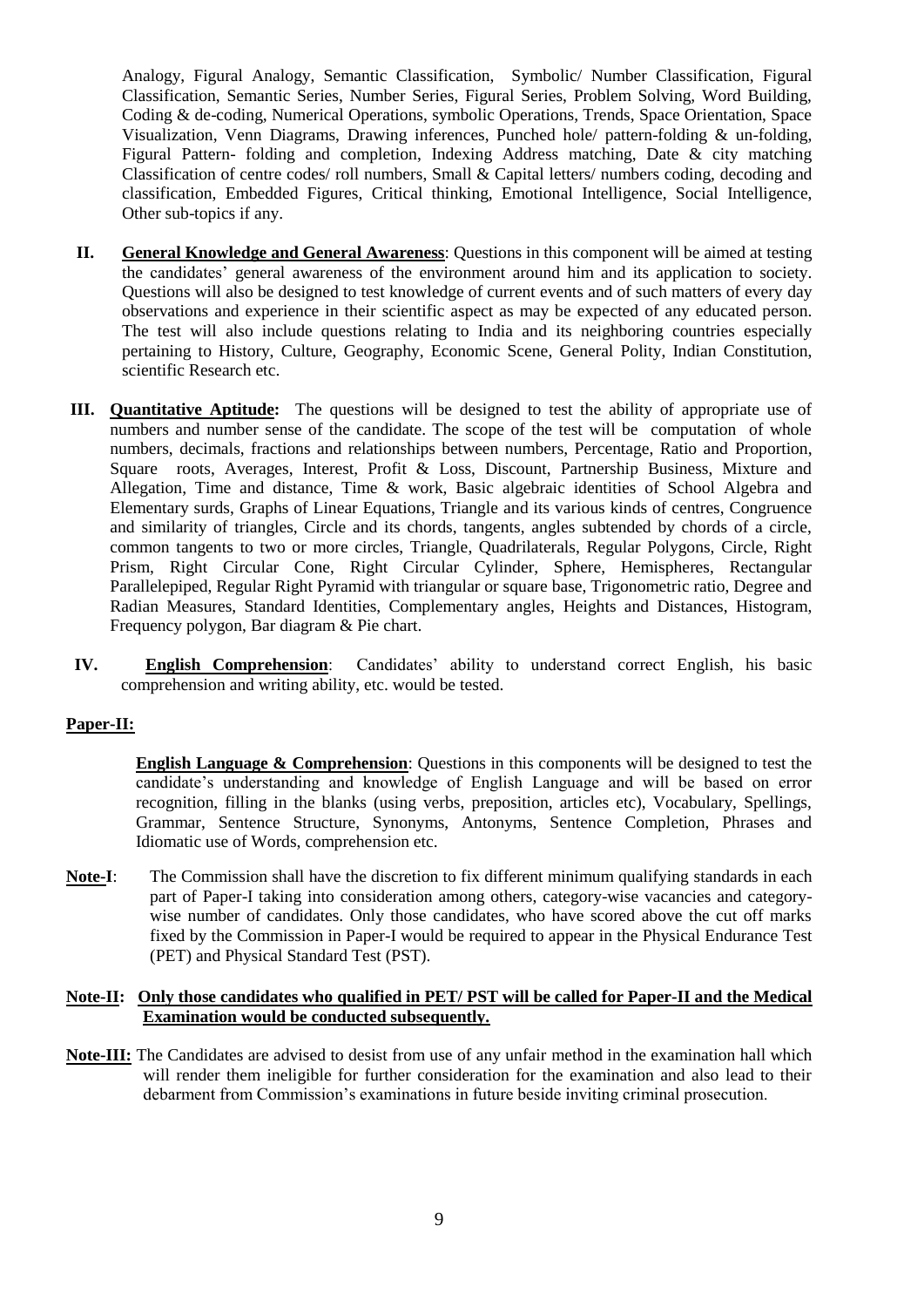Analogy, Figural Analogy, Semantic Classification, Symbolic/ Number Classification, Figural Classification, Semantic Series, Number Series, Figural Series, Problem Solving, Word Building, Coding & de-coding, Numerical Operations, symbolic Operations, Trends, Space Orientation, Space Visualization, Venn Diagrams, Drawing inferences, Punched hole/ pattern-folding & un-folding, Figural Pattern- folding and completion, Indexing Address matching, Date & city matching Classification of centre codes/ roll numbers, Small & Capital letters/ numbers coding, decoding and classification, Embedded Figures, Critical thinking, Emotional Intelligence, Social Intelligence, Other sub-topics if any.

**II.** **General Knowledge and General Awareness**: Questions in this component will be aimed at testing the candidates' general awareness of the environment around him and its application to society. Questions will also be designed to test knowledge of current events and of such matters of every day observations and experience in their scientific aspect as may be expected of any educated person. The test will also include questions relating to India and its neighboring countries especially pertaining to History, Culture, Geography, Economic Scene, General Polity, Indian Constitution, scientific Research etc.

**III.** **Quantitative Aptitude:** The questions will be designed to test the ability of appropriate use of numbers and number sense of the candidate. The scope of the test will be computation of whole numbers, decimals, fractions and relationships between numbers, Percentage, Ratio and Proportion, Square roots, Averages, Interest, Profit & Loss, Discount, Partnership Business, Mixture and Allegation, Time and distance, Time & work, Basic algebraic identities of School Algebra and Elementary surds, Graphs of Linear Equations, Triangle and its various kinds of centres, Congruence and similarity of triangles, Circle and its chords, tangents, angles subtended by chords of a circle, common tangents to two or more circles, Triangle, Quadrilaterals, Regular Polygons, Circle, Right Prism, Right Circular Cone, Right Circular Cylinder, Sphere, Hemispheres, Rectangular Parallelepiped, Regular Right Pyramid with triangular or square base, Trigonometric ratio, Degree and Radian Measures, Standard Identities, Complementary angles, Heights and Distances, Histogram, Frequency polygon, Bar diagram & Pie chart.

**IV.** **English Comprehension**: Candidates' ability to understand correct English, his basic comprehension and writing ability, etc. would be tested.

**Paper-II:**

**English Language & Comprehension**: Questions in this components will be designed to test the candidate's understanding and knowledge of English Language and will be based on error recognition, filling in the blanks (using verbs, preposition, articles etc), Vocabulary, Spellings, Grammar, Sentence Structure, Synonyms, Antonyms, Sentence Completion, Phrases and Idiomatic use of Words, comprehension etc.

**Note-I**: The Commission shall have the discretion to fix different minimum qualifying standards in each part of Paper-I taking into consideration among others, category-wise vacancies and category-wise number of candidates. Only those candidates, who have scored above the cut off marks fixed by the Commission in Paper-I would be required to appear in the Physical Endurance Test (PET) and Physical Standard Test (PST).

**Note-II: Only those candidates who qualified in PET/ PST will be called for Paper-II and the Medical Examination would be conducted subsequently.**

**Note-III:** The Candidates are advised to desist from use of any unfair method in the examination hall which will render them ineligible for further consideration for the examination and also lead to their debarment from Commission's examinations in future beside inviting criminal prosecution.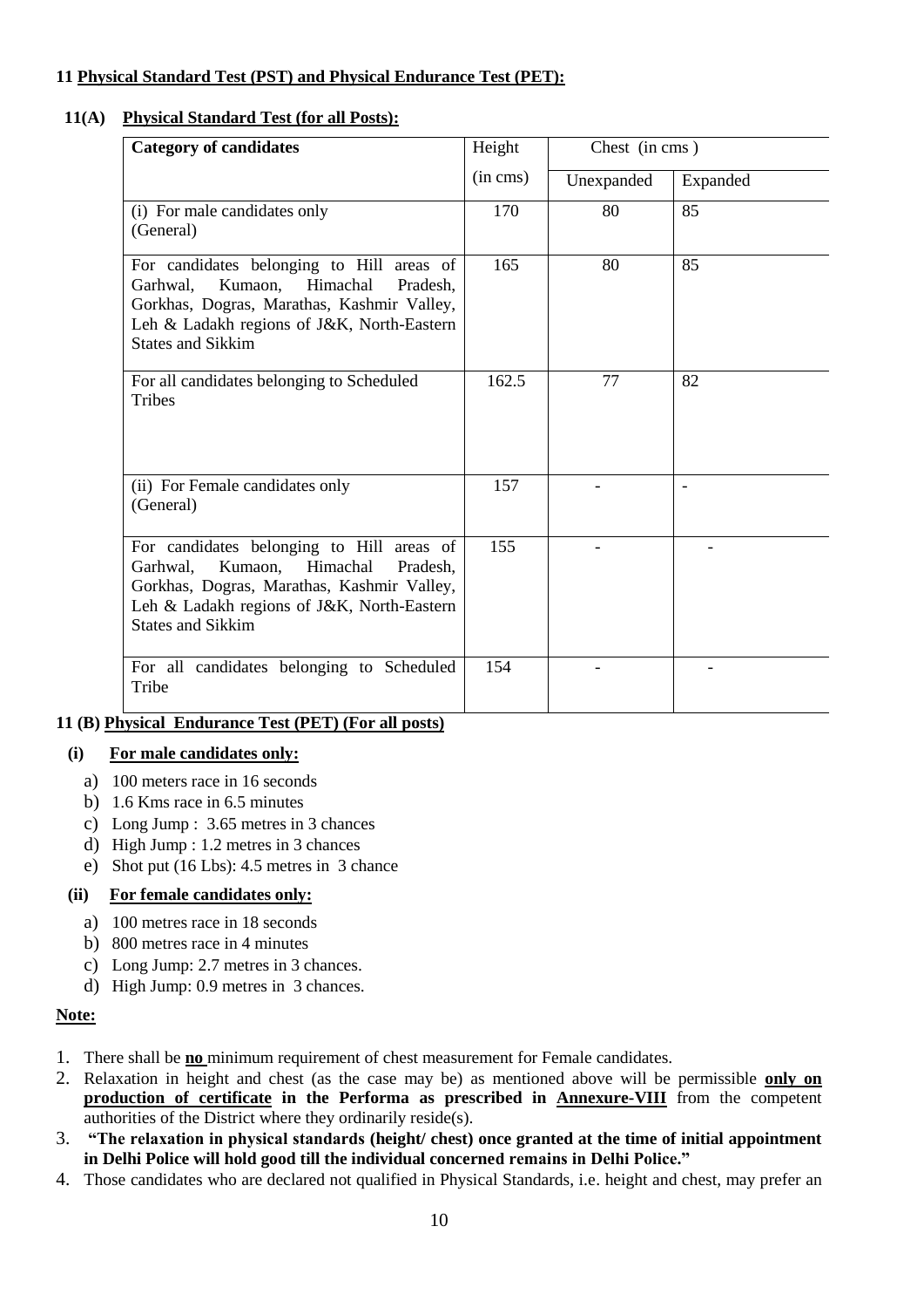**11 Physical Standard Test (PST) and Physical Endurance Test (PET):**

**11(A) Physical Standard Test (for all Posts):**

| Category of candidates | Height | Chest (in cms) | |
|---|---|---|---|
| | (in cms) | Unexpanded | Expanded |
| (i) For male candidates only (General) | 170 | 80 | 85 |
| For candidates belonging to Hill areas of Garhwal, Kumaon, Himachal Pradesh, Gorkhas, Dogras, Marathas, Kashmir Valley, Leh & Ladakh regions of J&K, North-Eastern States and Sikkim | 165 | 80 | 85 |
| For all candidates belonging to Scheduled Tribes | 162.5 | 77 | 82 |
| (ii) For Female candidates only (General) | 157 | - | - |
| For candidates belonging to Hill areas of Garhwal, Kumaon, Himachal Pradesh, Gorkhas, Dogras, Marathas, Kashmir Valley, Leh & Ladakh regions of J&K, North-Eastern States and Sikkim | 155 | - | - |
| For all candidates belonging to Scheduled Tribe | 154 | - | - |

**11 (B) Physical Endurance Test (PET) (For all posts)**

**(i) For male candidates only:**

a) 100 meters race in 16 seconds
b) 1.6 Kms race in 6.5 minutes
c) Long Jump : 3.65 metres in 3 chances
d) High Jump : 1.2 metres in 3 chances
e) Shot put (16 Lbs): 4.5 metres in 3 chance

**(ii) For female candidates only:**

a) 100 metres race in 18 seconds
b) 800 metres race in 4 minutes
c) Long Jump: 2.7 metres in 3 chances.
d) High Jump: 0.9 metres in 3 chances.

**Note:**

1. There shall be **no** minimum requirement of chest measurement for Female candidates.
2. Relaxation in height and chest (as the case may be) as mentioned above will be permissible **only on production of certificate in the Performa as prescribed in Annexure-VIII** from the competent authorities of the District where they ordinarily reside(s).
3. **"The relaxation in physical standards (height/ chest) once granted at the time of initial appointment in Delhi Police will hold good till the individual concerned remains in Delhi Police."**
4. Those candidates who are declared not qualified in Physical Standards, i.e. height and chest, may prefer an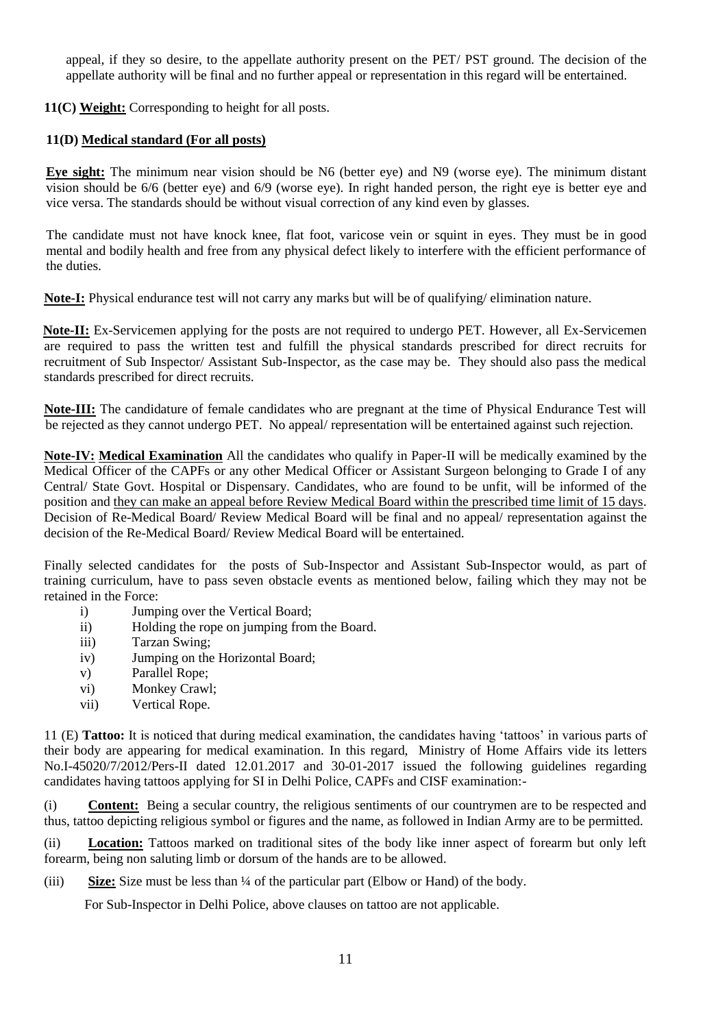appeal, if they so desire, to the appellate authority present on the PET/ PST ground. The decision of the appellate authority will be final and no further appeal or representation in this regard will be entertained.

**11(C) Weight:** Corresponding to height for all posts.

**11(D) Medical standard (For all posts)**

**Eye sight:** The minimum near vision should be N6 (better eye) and N9 (worse eye). The minimum distant vision should be 6/6 (better eye) and 6/9 (worse eye). In right handed person, the right eye is better eye and vice versa. The standards should be without visual correction of any kind even by glasses.

The candidate must not have knock knee, flat foot, varicose vein or squint in eyes. They must be in good mental and bodily health and free from any physical defect likely to interfere with the efficient performance of the duties.

**Note-I:** Physical endurance test will not carry any marks but will be of qualifying/ elimination nature.

**Note-II:** Ex-Servicemen applying for the posts are not required to undergo PET. However, all Ex-Servicemen are required to pass the written test and fulfill the physical standards prescribed for direct recruits for recruitment of Sub Inspector/ Assistant Sub-Inspector, as the case may be. They should also pass the medical standards prescribed for direct recruits.

**Note-III:** The candidature of female candidates who are pregnant at the time of Physical Endurance Test will be rejected as they cannot undergo PET. No appeal/ representation will be entertained against such rejection.

**Note-IV: Medical Examination** All the candidates who qualify in Paper-II will be medically examined by the Medical Officer of the CAPFs or any other Medical Officer or Assistant Surgeon belonging to Grade I of any Central/ State Govt. Hospital or Dispensary. Candidates, who are found to be unfit, will be informed of the position and they can make an appeal before Review Medical Board within the prescribed time limit of 15 days. Decision of Re-Medical Board/ Review Medical Board will be final and no appeal/ representation against the decision of the Re-Medical Board/ Review Medical Board will be entertained.

Finally selected candidates for the posts of Sub-Inspector and Assistant Sub-Inspector would, as part of training curriculum, have to pass seven obstacle events as mentioned below, failing which they may not be retained in the Force:

- i) Jumping over the Vertical Board;
- ii) Holding the rope on jumping from the Board.
- iii) Tarzan Swing;
- iv) Jumping on the Horizontal Board;
- v) Parallel Rope;
- vi) Monkey Crawl;
- vii) Vertical Rope.

11 (E) **Tattoo:** It is noticed that during medical examination, the candidates having 'tattoos' in various parts of their body are appearing for medical examination. In this regard, Ministry of Home Affairs vide its letters No.I-45020/7/2012/Pers-II dated 12.01.2017 and 30-01-2017 issued the following guidelines regarding candidates having tattoos applying for SI in Delhi Police, CAPFs and CISF examination:-

(i) **Content:** Being a secular country, the religious sentiments of our countrymen are to be respected and thus, tattoo depicting religious symbol or figures and the name, as followed in Indian Army are to be permitted.

(ii) **Location:** Tattoos marked on traditional sites of the body like inner aspect of forearm but only left forearm, being non saluting limb or dorsum of the hands are to be allowed.

(iii) **Size:** Size must be less than ¼ of the particular part (Elbow or Hand) of the body.

For Sub-Inspector in Delhi Police, above clauses on tattoo are not applicable.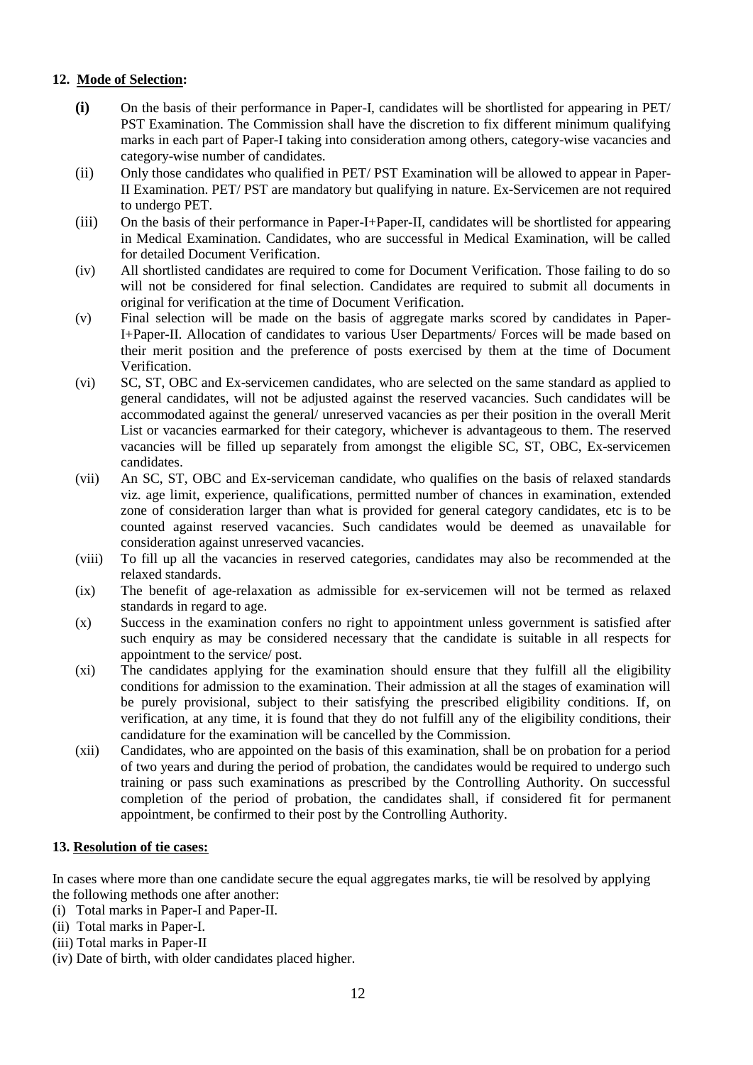## 12. **Mode of Selection:**

- **(i)** On the basis of their performance in Paper-I, candidates will be shortlisted for appearing in PET/ PST Examination. The Commission shall have the discretion to fix different minimum qualifying marks in each part of Paper-I taking into consideration among others, category-wise vacancies and category-wise number of candidates.
- (ii) Only those candidates who qualified in PET/ PST Examination will be allowed to appear in Paper-II Examination. PET/ PST are mandatory but qualifying in nature. Ex-Servicemen are not required to undergo PET.
- (iii) On the basis of their performance in Paper-I+Paper-II, candidates will be shortlisted for appearing in Medical Examination. Candidates, who are successful in Medical Examination, will be called for detailed Document Verification.
- (iv) All shortlisted candidates are required to come for Document Verification. Those failing to do so will not be considered for final selection. Candidates are required to submit all documents in original for verification at the time of Document Verification.
- (v) Final selection will be made on the basis of aggregate marks scored by candidates in Paper-I+Paper-II. Allocation of candidates to various User Departments/ Forces will be made based on their merit position and the preference of posts exercised by them at the time of Document Verification.
- (vi) SC, ST, OBC and Ex-servicemen candidates, who are selected on the same standard as applied to general candidates, will not be adjusted against the reserved vacancies. Such candidates will be accommodated against the general/ unreserved vacancies as per their position in the overall Merit List or vacancies earmarked for their category, whichever is advantageous to them. The reserved vacancies will be filled up separately from amongst the eligible SC, ST, OBC, Ex-servicemen candidates.
- (vii) An SC, ST, OBC and Ex-serviceman candidate, who qualifies on the basis of relaxed standards viz. age limit, experience, qualifications, permitted number of chances in examination, extended zone of consideration larger than what is provided for general category candidates, etc is to be counted against reserved vacancies. Such candidates would be deemed as unavailable for consideration against unreserved vacancies.
- (viii) To fill up all the vacancies in reserved categories, candidates may also be recommended at the relaxed standards.
- (ix) The benefit of age-relaxation as admissible for ex-servicemen will not be termed as relaxed standards in regard to age.
- (x) Success in the examination confers no right to appointment unless government is satisfied after such enquiry as may be considered necessary that the candidate is suitable in all respects for appointment to the service/ post.
- (xi) The candidates applying for the examination should ensure that they fulfill all the eligibility conditions for admission to the examination. Their admission at all the stages of examination will be purely provisional, subject to their satisfying the prescribed eligibility conditions. If, on verification, at any time, it is found that they do not fulfill any of the eligibility conditions, their candidature for the examination will be cancelled by the Commission.
- (xii) Candidates, who are appointed on the basis of this examination, shall be on probation for a period of two years and during the period of probation, the candidates would be required to undergo such training or pass such examinations as prescribed by the Controlling Authority. On successful completion of the period of probation, the candidates shall, if considered fit for permanent appointment, be confirmed to their post by the Controlling Authority.

## 13. **Resolution of tie cases:**

In cases where more than one candidate secure the equal aggregates marks, tie will be resolved by applying the following methods one after another:

- (i) Total marks in Paper-I and Paper-II.
- (ii) Total marks in Paper-I.
- (iii) Total marks in Paper-II
- (iv) Date of birth, with older candidates placed higher.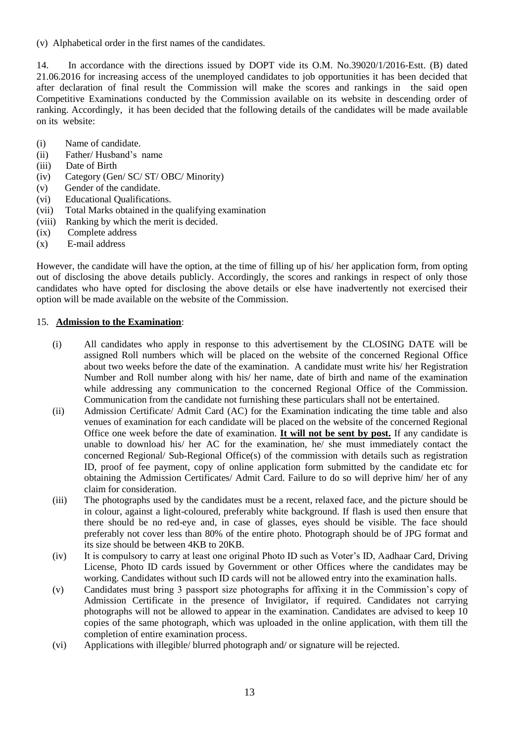(v) Alphabetical order in the first names of the candidates.

14. In accordance with the directions issued by DOPT vide its O.M. No.39020/1/2016-Estt. (B) dated 21.06.2016 for increasing access of the unemployed candidates to job opportunities it has been decided that after declaration of final result the Commission will make the scores and rankings in the said open Competitive Examinations conducted by the Commission available on its website in descending order of ranking. Accordingly, it has been decided that the following details of the candidates will be made available on its website:

(i) Name of candidate.
(ii) Father/ Husband's name
(iii) Date of Birth
(iv) Category (Gen/ SC/ ST/ OBC/ Minority)
(v) Gender of the candidate.
(vi) Educational Qualifications.
(vii) Total Marks obtained in the qualifying examination
(viii) Ranking by which the merit is decided.
(ix) Complete address
(x) E-mail address

However, the candidate will have the option, at the time of filling up of his/ her application form, from opting out of disclosing the above details publicly. Accordingly, the scores and rankings in respect of only those candidates who have opted for disclosing the above details or else have inadvertently not exercised their option will be made available on the website of the Commission.

15. **Admission to the Examination**:

(i) All candidates who apply in response to this advertisement by the CLOSING DATE will be assigned Roll numbers which will be placed on the website of the concerned Regional Office about two weeks before the date of the examination. A candidate must write his/ her Registration Number and Roll number along with his/ her name, date of birth and name of the examination while addressing any communication to the concerned Regional Office of the Commission. Communication from the candidate not furnishing these particulars shall not be entertained.

(ii) Admission Certificate/ Admit Card (AC) for the Examination indicating the time table and also venues of examination for each candidate will be placed on the website of the concerned Regional Office one week before the date of examination. **It will not be sent by post.** If any candidate is unable to download his/ her AC for the examination, he/ she must immediately contact the concerned Regional/ Sub-Regional Office(s) of the commission with details such as registration ID, proof of fee payment, copy of online application form submitted by the candidate etc for obtaining the Admission Certificates/ Admit Card. Failure to do so will deprive him/ her of any claim for consideration.

(iii) The photographs used by the candidates must be a recent, relaxed face, and the picture should be in colour, against a light-coloured, preferably white background. If flash is used then ensure that there should be no red-eye and, in case of glasses, eyes should be visible. The face should preferably not cover less than 80% of the entire photo. Photograph should be of JPG format and its size should be between 4KB to 20KB.

(iv) It is compulsory to carry at least one original Photo ID such as Voter's ID, Aadhaar Card, Driving License, Photo ID cards issued by Government or other Offices where the candidates may be working. Candidates without such ID cards will not be allowed entry into the examination halls.

(v) Candidates must bring 3 passport size photographs for affixing it in the Commission's copy of Admission Certificate in the presence of Invigilator, if required. Candidates not carrying photographs will not be allowed to appear in the examination. Candidates are advised to keep 10 copies of the same photograph, which was uploaded in the online application, with them till the completion of entire examination process.

(vi) Applications with illegible/ blurred photograph and/ or signature will be rejected.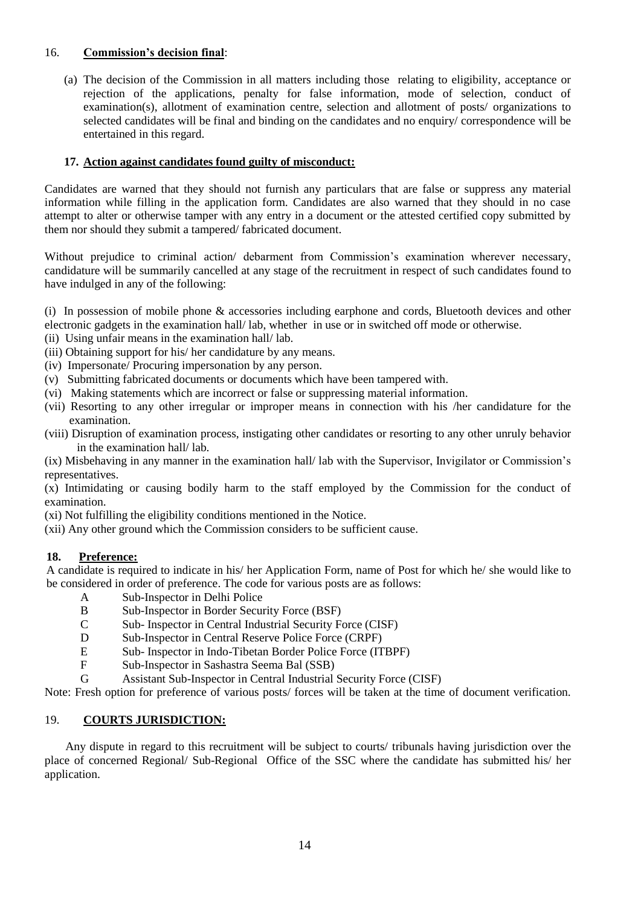16. **Commission's decision final**:

(a) The decision of the Commission in all matters including those relating to eligibility, acceptance or rejection of the applications, penalty for false information, mode of selection, conduct of examination(s), allotment of examination centre, selection and allotment of posts/ organizations to selected candidates will be final and binding on the candidates and no enquiry/ correspondence will be entertained in this regard.

**17. Action against candidates found guilty of misconduct:**

Candidates are warned that they should not furnish any particulars that are false or suppress any material information while filling in the application form. Candidates are also warned that they should in no case attempt to alter or otherwise tamper with any entry in a document or the attested certified copy submitted by them nor should they submit a tampered/ fabricated document.

Without prejudice to criminal action/ debarment from Commission's examination wherever necessary, candidature will be summarily cancelled at any stage of the recruitment in respect of such candidates found to have indulged in any of the following:

(i) In possession of mobile phone & accessories including earphone and cords, Bluetooth devices and other electronic gadgets in the examination hall/ lab, whether in use or in switched off mode or otherwise.
(ii) Using unfair means in the examination hall/ lab.
(iii) Obtaining support for his/ her candidature by any means.
(iv) Impersonate/ Procuring impersonation by any person.
(v) Submitting fabricated documents or documents which have been tampered with.
(vi) Making statements which are incorrect or false or suppressing material information.
(vii) Resorting to any other irregular or improper means in connection with his /her candidature for the examination.
(viii) Disruption of examination process, instigating other candidates or resorting to any other unruly behavior in the examination hall/ lab.
(ix) Misbehaving in any manner in the examination hall/ lab with the Supervisor, Invigilator or Commission's representatives.
(x) Intimidating or causing bodily harm to the staff employed by the Commission for the conduct of examination.
(xi) Not fulfilling the eligibility conditions mentioned in the Notice.
(xii) Any other ground which the Commission considers to be sufficient cause.

**18. Preference:**

A candidate is required to indicate in his/ her Application Form, name of Post for which he/ she would like to be considered in order of preference. The code for various posts are as follows:

- A Sub-Inspector in Delhi Police
- B Sub-Inspector in Border Security Force (BSF)
- C Sub- Inspector in Central Industrial Security Force (CISF)
- D Sub-Inspector in Central Reserve Police Force (CRPF)
- E Sub- Inspector in Indo-Tibetan Border Police Force (ITBPF)
- F Sub-Inspector in Sashastra Seema Bal (SSB)
- G Assistant Sub-Inspector in Central Industrial Security Force (CISF)

Note: Fresh option for preference of various posts/ forces will be taken at the time of document verification.

19. **COURTS JURISDICTION:**

Any dispute in regard to this recruitment will be subject to courts/ tribunals having jurisdiction over the place of concerned Regional/ Sub-Regional Office of the SSC where the candidate has submitted his/ her application.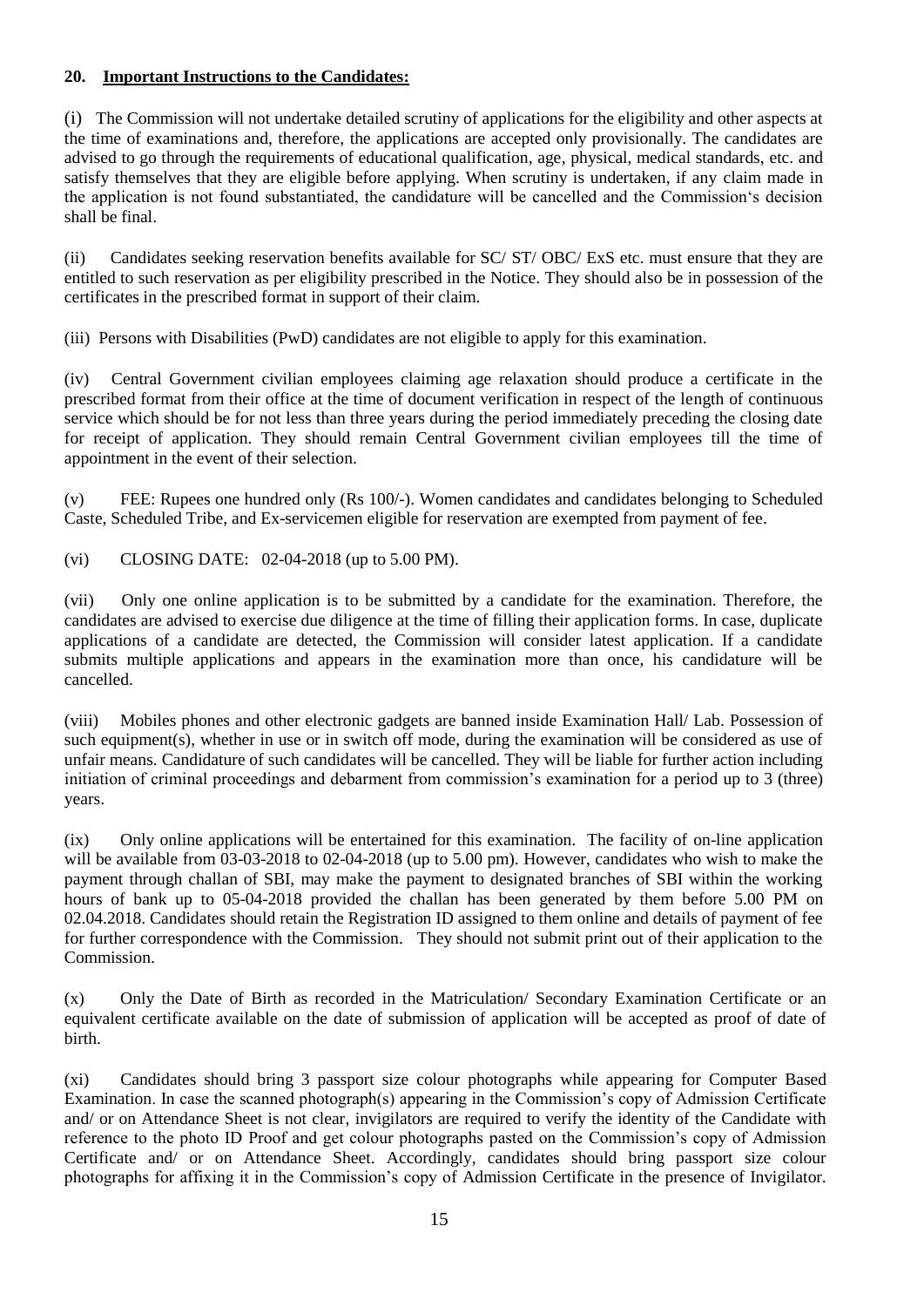## 20. Important Instructions to the Candidates:

(i) The Commission will not undertake detailed scrutiny of applications for the eligibility and other aspects at the time of examinations and, therefore, the applications are accepted only provisionally. The candidates are advised to go through the requirements of educational qualification, age, physical, medical standards, etc. and satisfy themselves that they are eligible before applying. When scrutiny is undertaken, if any claim made in the application is not found substantiated, the candidature will be cancelled and the Commission's decision shall be final.

(ii) Candidates seeking reservation benefits available for SC/ ST/ OBC/ ExS etc. must ensure that they are entitled to such reservation as per eligibility prescribed in the Notice. They should also be in possession of the certificates in the prescribed format in support of their claim.

(iii) Persons with Disabilities (PwD) candidates are not eligible to apply for this examination.

(iv) Central Government civilian employees claiming age relaxation should produce a certificate in the prescribed format from their office at the time of document verification in respect of the length of continuous service which should be for not less than three years during the period immediately preceding the closing date for receipt of application. They should remain Central Government civilian employees till the time of appointment in the event of their selection.

(v) FEE: Rupees one hundred only (Rs 100/-). Women candidates and candidates belonging to Scheduled Caste, Scheduled Tribe, and Ex-servicemen eligible for reservation are exempted from payment of fee.

(vi) CLOSING DATE: 02-04-2018 (up to 5.00 PM).

(vii) Only one online application is to be submitted by a candidate for the examination. Therefore, the candidates are advised to exercise due diligence at the time of filling their application forms. In case, duplicate applications of a candidate are detected, the Commission will consider latest application. If a candidate submits multiple applications and appears in the examination more than once, his candidature will be cancelled.

(viii) Mobiles phones and other electronic gadgets are banned inside Examination Hall/ Lab. Possession of such equipment(s), whether in use or in switch off mode, during the examination will be considered as use of unfair means. Candidature of such candidates will be cancelled. They will be liable for further action including initiation of criminal proceedings and debarment from commission's examination for a period up to 3 (three) years.

(ix) Only online applications will be entertained for this examination. The facility of on-line application will be available from 03-03-2018 to 02-04-2018 (up to 5.00 pm). However, candidates who wish to make the payment through challan of SBI, may make the payment to designated branches of SBI within the working hours of bank up to 05-04-2018 provided the challan has been generated by them before 5.00 PM on 02.04.2018. Candidates should retain the Registration ID assigned to them online and details of payment of fee for further correspondence with the Commission. They should not submit print out of their application to the Commission.

(x) Only the Date of Birth as recorded in the Matriculation/ Secondary Examination Certificate or an equivalent certificate available on the date of submission of application will be accepted as proof of date of birth.

(xi) Candidates should bring 3 passport size colour photographs while appearing for Computer Based Examination. In case the scanned photograph(s) appearing in the Commission's copy of Admission Certificate and/ or on Attendance Sheet is not clear, invigilators are required to verify the identity of the Candidate with reference to the photo ID Proof and get colour photographs pasted on the Commission's copy of Admission Certificate and/ or on Attendance Sheet. Accordingly, candidates should bring passport size colour photographs for affixing it in the Commission's copy of Admission Certificate in the presence of Invigilator.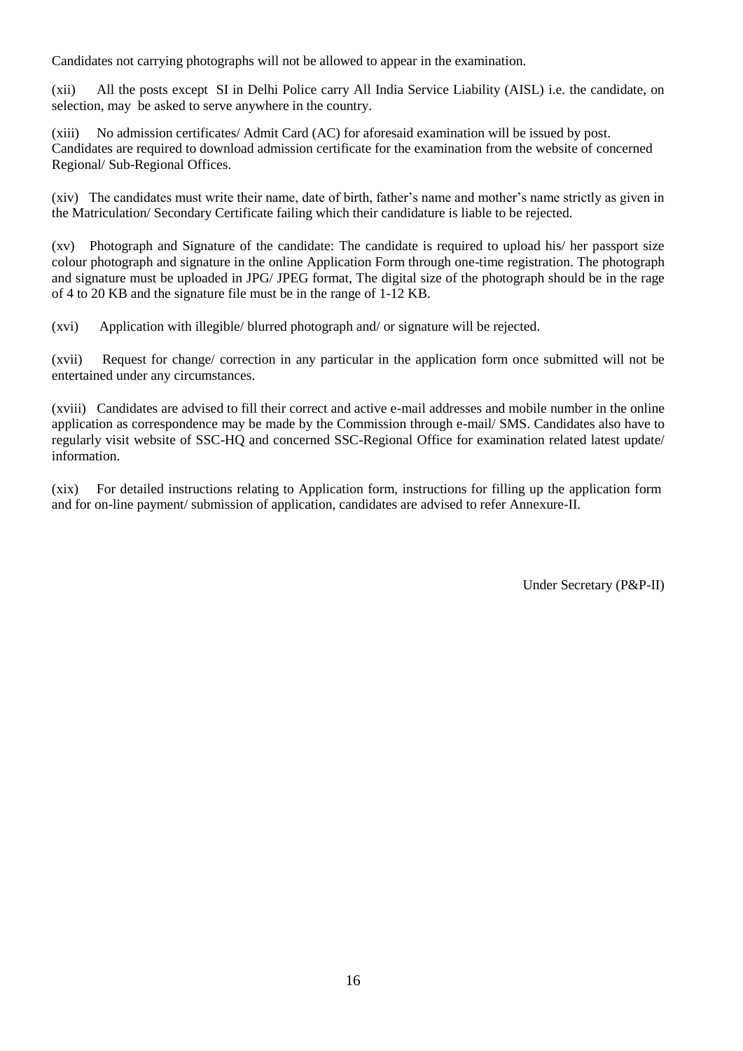Candidates not carrying photographs will not be allowed to appear in the examination.

(xii) All the posts except SI in Delhi Police carry All India Service Liability (AISL) i.e. the candidate, on selection, may be asked to serve anywhere in the country.

(xiii) No admission certificates/ Admit Card (AC) for aforesaid examination will be issued by post. Candidates are required to download admission certificate for the examination from the website of concerned Regional/ Sub-Regional Offices.

(xiv) The candidates must write their name, date of birth, father's name and mother's name strictly as given in the Matriculation/ Secondary Certificate failing which their candidature is liable to be rejected.

(xv) Photograph and Signature of the candidate: The candidate is required to upload his/ her passport size colour photograph and signature in the online Application Form through one-time registration. The photograph and signature must be uploaded in JPG/ JPEG format, The digital size of the photograph should be in the rage of 4 to 20 KB and the signature file must be in the range of 1-12 KB.

(xvi) Application with illegible/ blurred photograph and/ or signature will be rejected.

(xvii) Request for change/ correction in any particular in the application form once submitted will not be entertained under any circumstances.

(xviii) Candidates are advised to fill their correct and active e-mail addresses and mobile number in the online application as correspondence may be made by the Commission through e-mail/ SMS. Candidates also have to regularly visit website of SSC-HQ and concerned SSC-Regional Office for examination related latest update/ information.

(xix) For detailed instructions relating to Application form, instructions for filling up the application form and for on-line payment/ submission of application, candidates are advised to refer Annexure-II.

Under Secretary (P&P-II)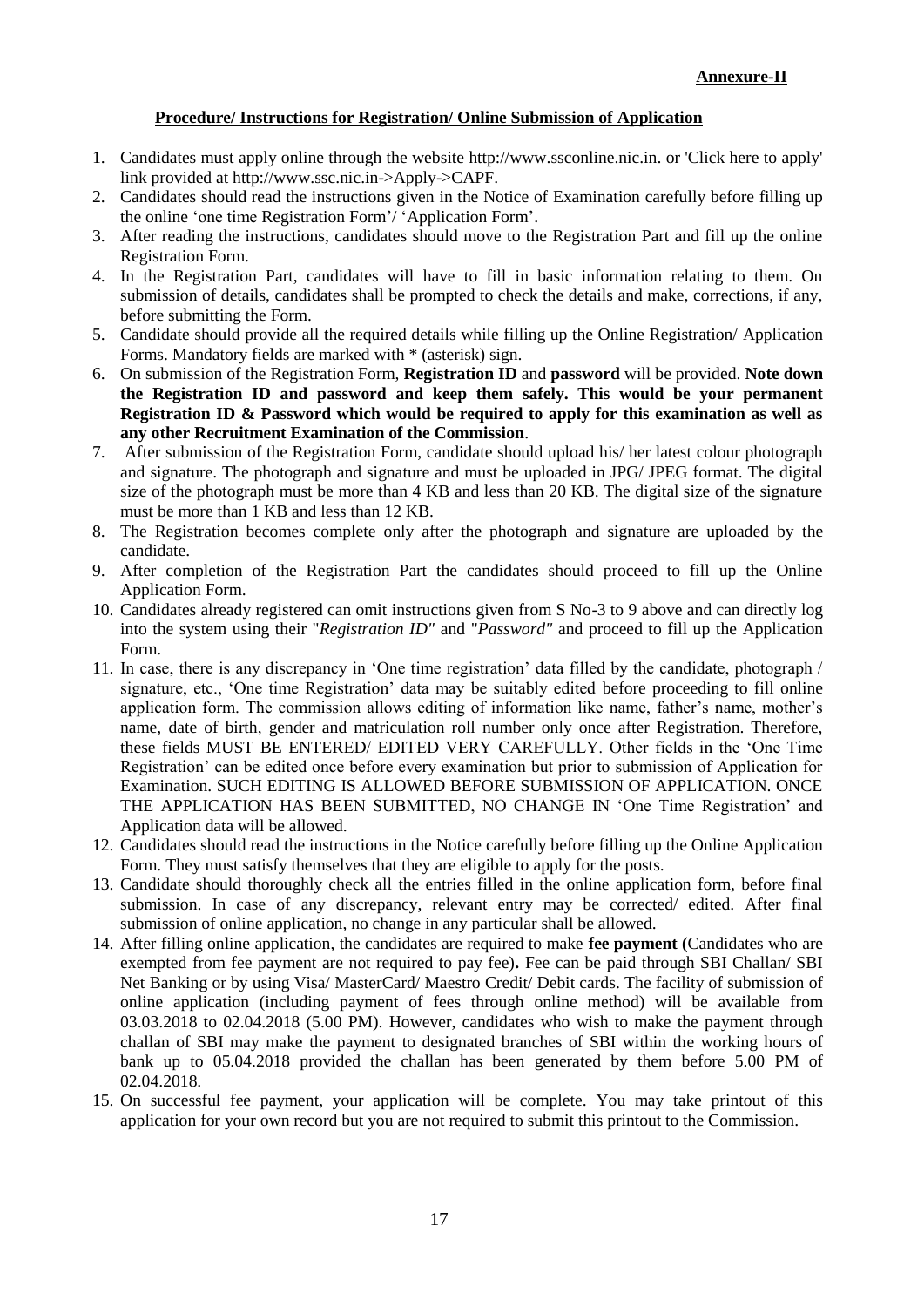**Annexure-II**

## Procedure/ Instructions for Registration/ Online Submission of Application

1. Candidates must apply online through the website http://www.ssconline.nic.in. or 'Click here to apply' link provided at http://www.ssc.nic.in->Apply->CAPF.
2. Candidates should read the instructions given in the Notice of Examination carefully before filling up the online 'one time Registration Form'/ 'Application Form'.
3. After reading the instructions, candidates should move to the Registration Part and fill up the online Registration Form.
4. In the Registration Part, candidates will have to fill in basic information relating to them. On submission of details, candidates shall be prompted to check the details and make, corrections, if any, before submitting the Form.
5. Candidate should provide all the required details while filling up the Online Registration/ Application Forms. Mandatory fields are marked with * (asterisk) sign.
6. On submission of the Registration Form, **Registration ID** and **password** will be provided. **Note down the Registration ID and password and keep them safely. This would be your permanent Registration ID & Password which would be required to apply for this examination as well as any other Recruitment Examination of the Commission**.
7. After submission of the Registration Form, candidate should upload his/ her latest colour photograph and signature. The photograph and signature and must be uploaded in JPG/ JPEG format. The digital size of the photograph must be more than 4 KB and less than 20 KB. The digital size of the signature must be more than 1 KB and less than 12 KB.
8. The Registration becomes complete only after the photograph and signature are uploaded by the candidate.
9. After completion of the Registration Part the candidates should proceed to fill up the Online Application Form.
10. Candidates already registered can omit instructions given from S No-3 to 9 above and can directly log into the system using their "*Registration ID"* and "*Password"* and proceed to fill up the Application Form.
11. In case, there is any discrepancy in 'One time registration' data filled by the candidate, photograph / signature, etc., 'One time Registration' data may be suitably edited before proceeding to fill online application form. The commission allows editing of information like name, father's name, mother's name, date of birth, gender and matriculation roll number only once after Registration. Therefore, these fields MUST BE ENTERED/ EDITED VERY CAREFULLY. Other fields in the 'One Time Registration' can be edited once before every examination but prior to submission of Application for Examination. SUCH EDITING IS ALLOWED BEFORE SUBMISSION OF APPLICATION. ONCE THE APPLICATION HAS BEEN SUBMITTED, NO CHANGE IN 'One Time Registration' and Application data will be allowed.
12. Candidates should read the instructions in the Notice carefully before filling up the Online Application Form. They must satisfy themselves that they are eligible to apply for the posts.
13. Candidate should thoroughly check all the entries filled in the online application form, before final submission. In case of any discrepancy, relevant entry may be corrected/ edited. After final submission of online application, no change in any particular shall be allowed.
14. After filling online application, the candidates are required to make **fee payment (**Candidates who are exempted from fee payment are not required to pay fee**)**. Fee can be paid through SBI Challan/ SBI Net Banking or by using Visa/ MasterCard/ Maestro Credit/ Debit cards. The facility of submission of online application (including payment of fees through online method) will be available from 03.03.2018 to 02.04.2018 (5.00 PM). However, candidates who wish to make the payment through challan of SBI may make the payment to designated branches of SBI within the working hours of bank up to 05.04.2018 provided the challan has been generated by them before 5.00 PM of 02.04.2018.
15. On successful fee payment, your application will be complete. You may take printout of this application for your own record but you are <u>not required to submit this printout to the Commission</u>.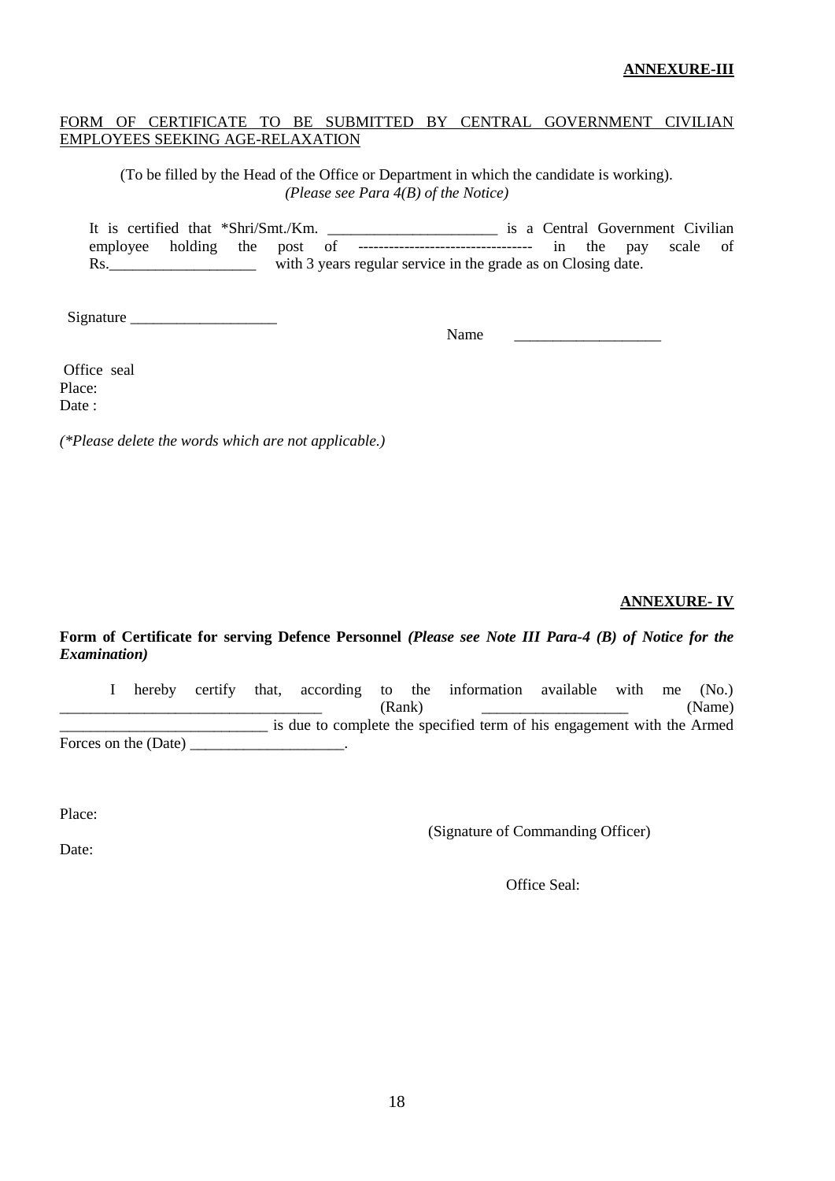**ANNEXURE-III**

FORM OF CERTIFICATE TO BE SUBMITTED BY CENTRAL GOVERNMENT CIVILIAN EMPLOYEES SEEKING AGE-RELAXATION

(To be filled by the Head of the Office or Department in which the candidate is working).
*(Please see Para 4(B) of the Notice)*

It is certified that *Shri/Smt./Km. ______________________ is a Central Government Civilian employee holding the post of ---------------------------------- in the pay scale of Rs.___________________ with 3 years regular service in the grade as on Closing date.

Signature ___________________

Name ___________________

Office seal
Place:
Date :

*(*Please delete the words which are not applicable.)*

**ANNEXURE- IV**

**Form of Certificate for serving Defence Personnel** ***(Please see Note III Para-4 (B) of Notice for the Examination)***

I hereby certify that, according to the information available with me (No.) _________________________________ (Rank) ___________________ (Name) ___________________________ is due to complete the specified term of his engagement with the Armed Forces on the (Date) ____________________.

Place:

(Signature of Commanding Officer)

Date:

Office Seal: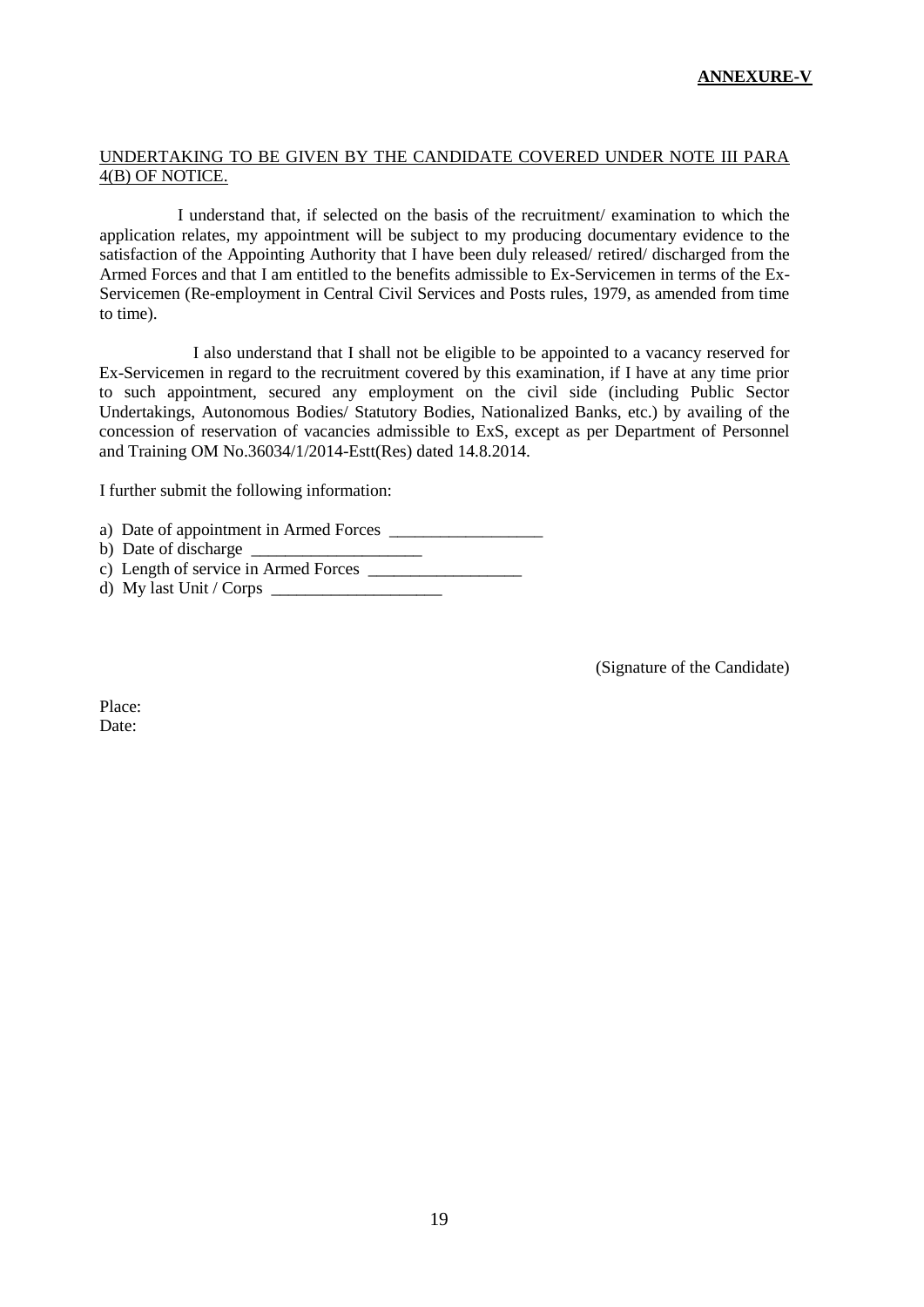**ANNEXURE-V**

UNDERTAKING TO BE GIVEN BY THE CANDIDATE COVERED UNDER NOTE III PARA 4(B) OF NOTICE.

I understand that, if selected on the basis of the recruitment/ examination to which the application relates, my appointment will be subject to my producing documentary evidence to the satisfaction of the Appointing Authority that I have been duly released/ retired/ discharged from the Armed Forces and that I am entitled to the benefits admissible to Ex-Servicemen in terms of the Ex-Servicemen (Re-employment in Central Civil Services and Posts rules, 1979, as amended from time to time).

I also understand that I shall not be eligible to be appointed to a vacancy reserved for Ex-Servicemen in regard to the recruitment covered by this examination, if I have at any time prior to such appointment, secured any employment on the civil side (including Public Sector Undertakings, Autonomous Bodies/ Statutory Bodies, Nationalized Banks, etc.) by availing of the concession of reservation of vacancies admissible to ExS, except as per Department of Personnel and Training OM No.36034/1/2014-Estt(Res) dated 14.8.2014.

I further submit the following information:

a) Date of appointment in Armed Forces __________________
b) Date of discharge ____________________
c) Length of service in Armed Forces __________________
d) My last Unit / Corps ____________________

(Signature of the Candidate)

Place:
Date: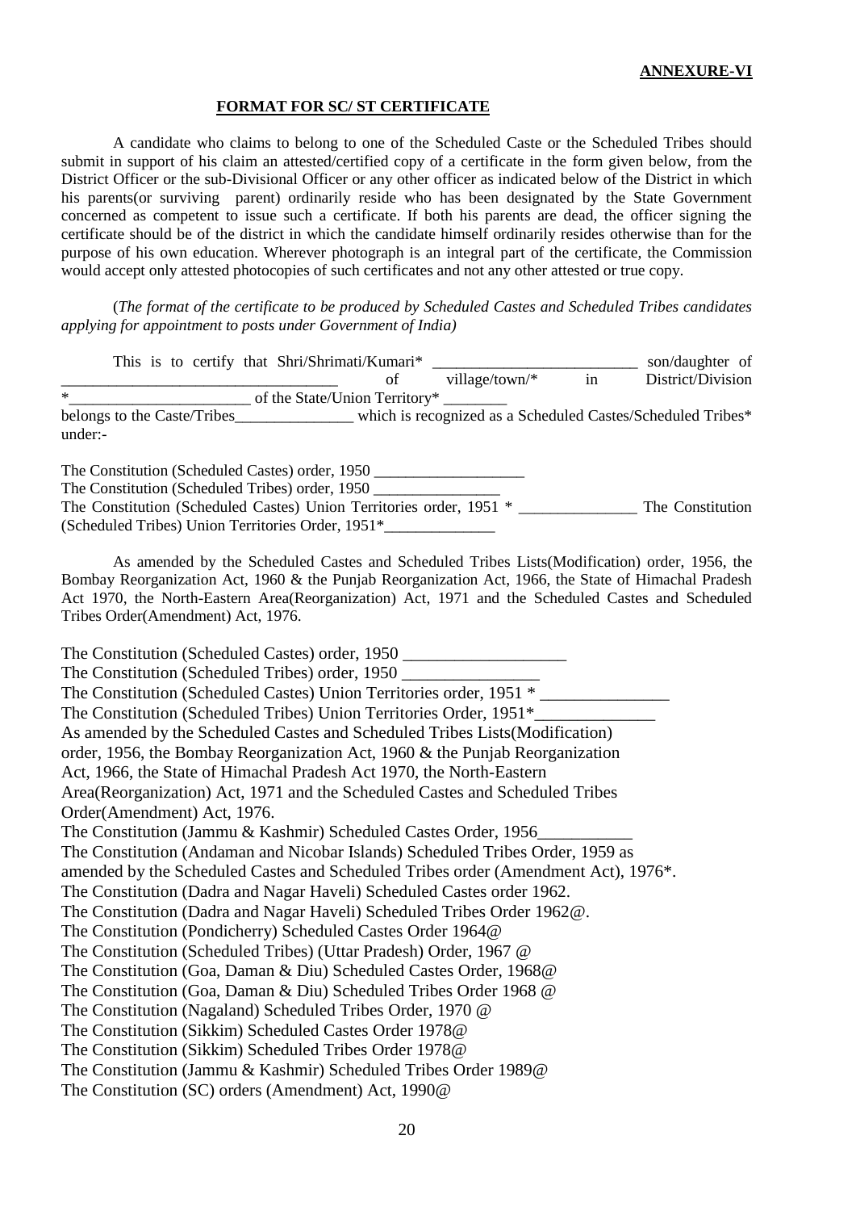**ANNEXURE-VI**

**FORMAT FOR SC/ ST CERTIFICATE**

A candidate who claims to belong to one of the Scheduled Caste or the Scheduled Tribes should submit in support of his claim an attested/certified copy of a certificate in the form given below, from the District Officer or the sub-Divisional Officer or any other officer as indicated below of the District in which his parents(or surviving parent) ordinarily reside who has been designated by the State Government concerned as competent to issue such a certificate. If both his parents are dead, the officer signing the certificate should be of the district in which the candidate himself ordinarily resides otherwise than for the purpose of his own education. Wherever photograph is an integral part of the certificate, the Commission would accept only attested photocopies of such certificates and not any other attested or true copy.

(*The format of the certificate to be produced by Scheduled Castes and Scheduled Tribes candidates applying for appointment to posts under Government of India)*

This is to certify that Shri/Shrimati/Kumari* __________________________ son/daughter of ___________________________________ of village/town/* in District/Division *_______________________ of the State/Union Territory* ________ belongs to the Caste/Tribes_______________ which is recognized as a Scheduled Castes/Scheduled Tribes* under:-

The Constitution (Scheduled Castes) order, 1950 ___________________
The Constitution (Scheduled Tribes) order, 1950 ________________
The Constitution (Scheduled Castes) Union Territories order, 1951 * _______________ The Constitution (Scheduled Tribes) Union Territories Order, 1951*______________

As amended by the Scheduled Castes and Scheduled Tribes Lists(Modification) order, 1956, the Bombay Reorganization Act, 1960 & the Punjab Reorganization Act, 1966, the State of Himachal Pradesh Act 1970, the North-Eastern Area(Reorganization) Act, 1971 and the Scheduled Castes and Scheduled Tribes Order(Amendment) Act, 1976.

The Constitution (Scheduled Castes) order, 1950 ___________________
The Constitution (Scheduled Tribes) order, 1950 ________________
The Constitution (Scheduled Castes) Union Territories order, 1951 * _______________
The Constitution (Scheduled Tribes) Union Territories Order, 1951*______________
As amended by the Scheduled Castes and Scheduled Tribes Lists(Modification) order, 1956, the Bombay Reorganization Act, 1960 & the Punjab Reorganization Act, 1966, the State of Himachal Pradesh Act 1970, the North-Eastern Area(Reorganization) Act, 1971 and the Scheduled Castes and Scheduled Tribes Order(Amendment) Act, 1976.
The Constitution (Jammu & Kashmir) Scheduled Castes Order, 1956___________
The Constitution (Andaman and Nicobar Islands) Scheduled Tribes Order, 1959 as amended by the Scheduled Castes and Scheduled Tribes order (Amendment Act), 1976*.
The Constitution (Dadra and Nagar Haveli) Scheduled Castes order 1962.
The Constitution (Dadra and Nagar Haveli) Scheduled Tribes Order 1962@.
The Constitution (Pondicherry) Scheduled Castes Order 1964@
The Constitution (Scheduled Tribes) (Uttar Pradesh) Order, 1967 @
The Constitution (Goa, Daman & Diu) Scheduled Castes Order, 1968@
The Constitution (Goa, Daman & Diu) Scheduled Tribes Order 1968 @
The Constitution (Nagaland) Scheduled Tribes Order, 1970 @
The Constitution (Sikkim) Scheduled Castes Order 1978@
The Constitution (Sikkim) Scheduled Tribes Order 1978@
The Constitution (Jammu & Kashmir) Scheduled Tribes Order 1989@
The Constitution (SC) orders (Amendment) Act, 1990@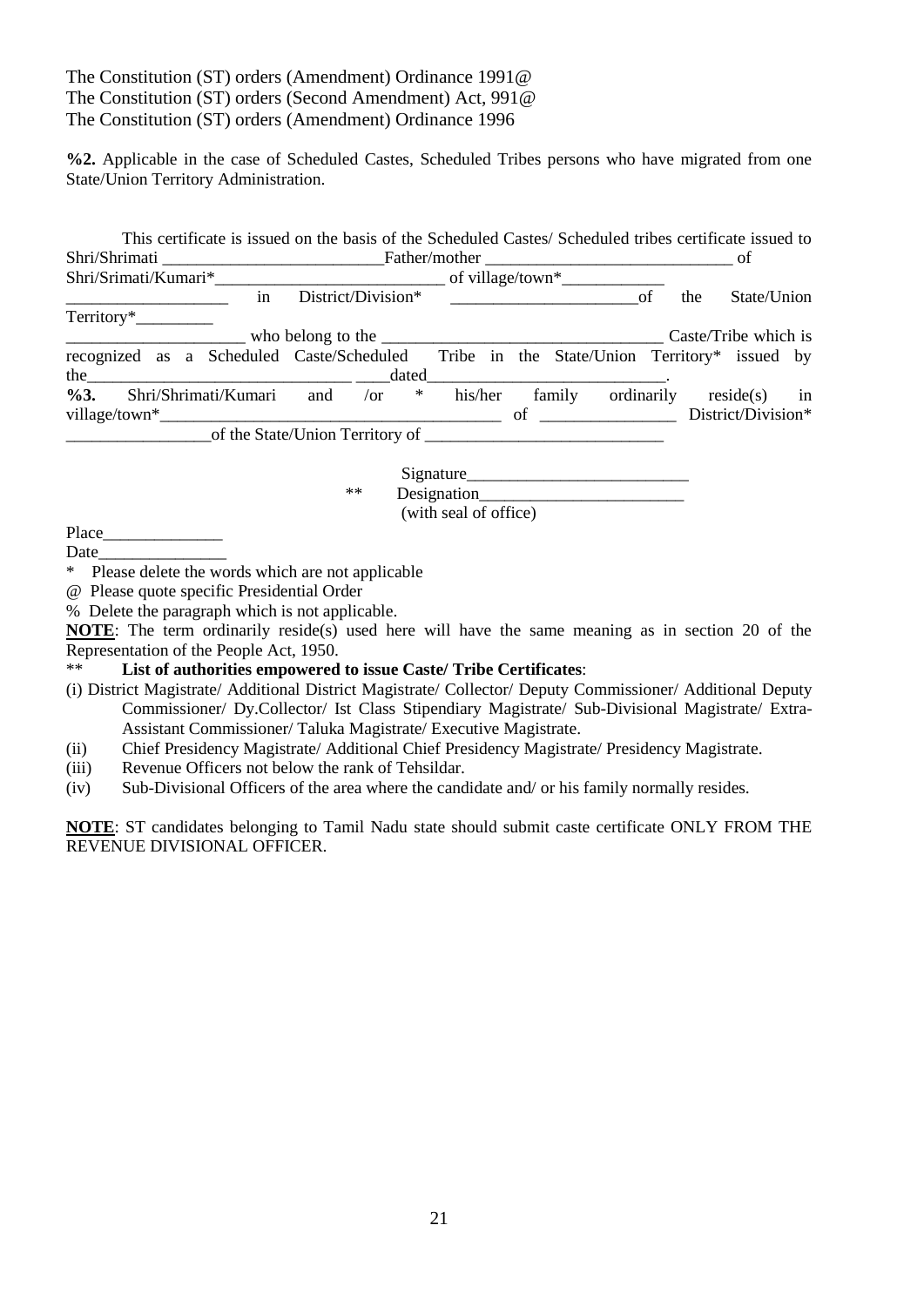The Constitution (ST) orders (Amendment) Ordinance 1991@
The Constitution (ST) orders (Second Amendment) Act, 991@
The Constitution (ST) orders (Amendment) Ordinance 1996

**%2.** Applicable in the case of Scheduled Castes, Scheduled Tribes persons who have migrated from one State/Union Territory Administration.

This certificate is issued on the basis of the Scheduled Castes/ Scheduled tribes certificate issued to Shri/Shrimati __________________________Father/mother _____________________________ of Shri/Srimati/Kumari*___________________________ of village/town*____________ ___________________ in District/Division* ______________________of the State/Union Territory*_________ _____________________ who belong to the _________________________________ Caste/Tribe which is recognized as a Scheduled Caste/Scheduled Tribe in the State/Union Territory* issued by the________________________________ _____dated____________________________.

**%3.** Shri/Shrimati/Kumari and /or * his/her family ordinarily reside(s) in village/town*_________________________________________ of ________________ District/Division* _________________of the State/Union Territory of ____________________________

Signature__________________________
** Designation________________________
(with seal of office)

Place______________
Date_______________

\* Please delete the words which are not applicable
@ Please quote specific Presidential Order
% Delete the paragraph which is not applicable.

**NOTE**: The term ordinarily reside(s) used here will have the same meaning as in section 20 of the Representation of the People Act, 1950.

** **List of authorities empowered to issue Caste/ Tribe Certificates**:

(i) District Magistrate/ Additional District Magistrate/ Collector/ Deputy Commissioner/ Additional Deputy Commissioner/ Dy.Collector/ Ist Class Stipendiary Magistrate/ Sub-Divisional Magistrate/ Extra-Assistant Commissioner/ Taluka Magistrate/ Executive Magistrate.
(ii) Chief Presidency Magistrate/ Additional Chief Presidency Magistrate/ Presidency Magistrate.
(iii) Revenue Officers not below the rank of Tehsildar.
(iv) Sub-Divisional Officers of the area where the candidate and/ or his family normally resides.

**NOTE**: ST candidates belonging to Tamil Nadu state should submit caste certificate ONLY FROM THE REVENUE DIVISIONAL OFFICER.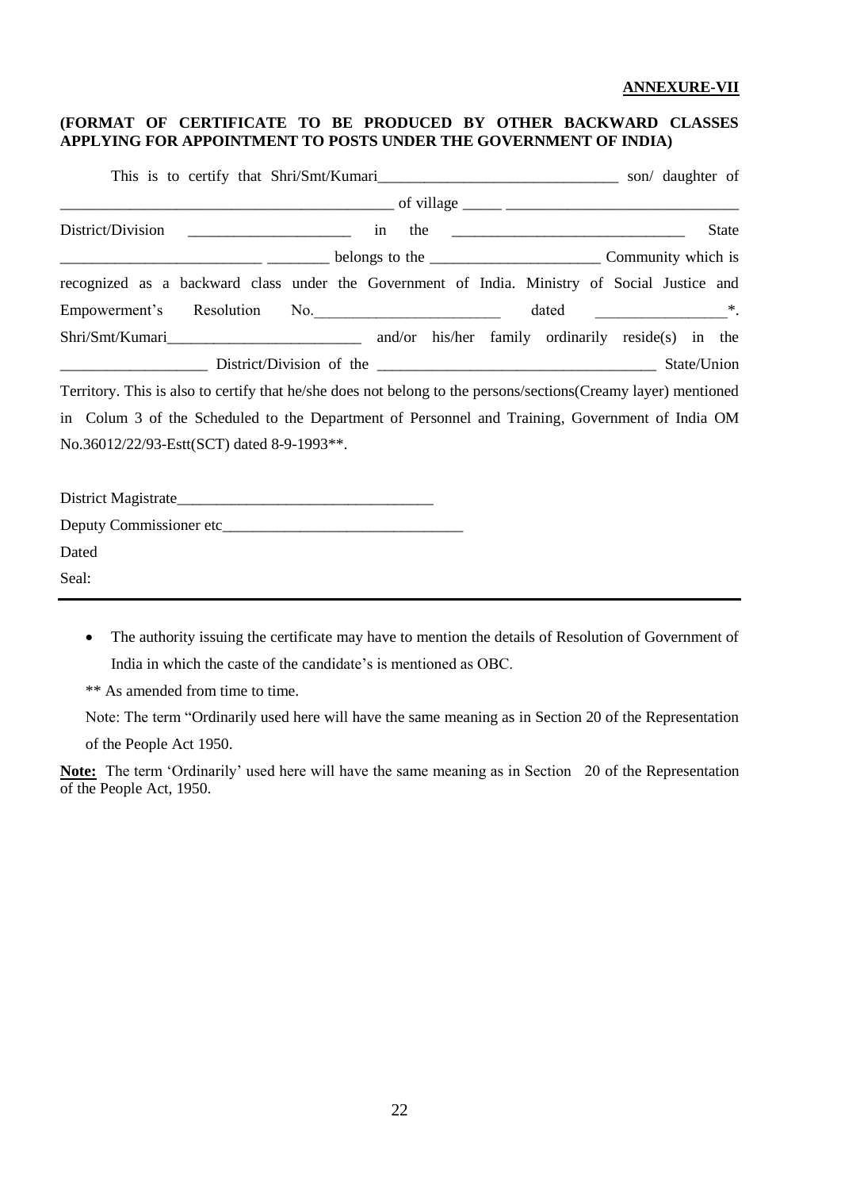**ANNEXURE-VII**

**(FORMAT OF CERTIFICATE TO BE PRODUCED BY OTHER BACKWARD CLASSES APPLYING FOR APPOINTMENT TO POSTS UNDER THE GOVERNMENT OF INDIA)**

This is to certify that Shri/Smt/Kumari_______________________________ son/ daughter of ___________________________________________ of village _____ ______________________________ District/Division _____________________ in the ______________________________ State _________________________ ________ belongs to the _____________________ Community which is recognized as a backward class under the Government of India. Ministry of Social Justice and Empowerment's Resolution No.________________________ dated ________________*. Shri/Smt/Kumari_________________________ and/or his/her family ordinarily reside(s) in the __________________ District/Division of the ___________________________________ State/Union Territory. This is also to certify that he/she does not belong to the persons/sections(Creamy layer) mentioned in Colum 3 of the Scheduled to the Department of Personnel and Training, Government of India OM No.36012/22/93-Estt(SCT) dated 8-9-1993**.

District Magistrate_________________________________

Deputy Commissioner etc_______________________________

Dated

Seal:

---

- The authority issuing the certificate may have to mention the details of Resolution of Government of India in which the caste of the candidate's is mentioned as OBC.

** As amended from time to time.

Note: The term "Ordinarily used here will have the same meaning as in Section 20 of the Representation of the People Act 1950.

**Note:** The term 'Ordinarily' used here will have the same meaning as in Section 20 of the Representation of the People Act, 1950.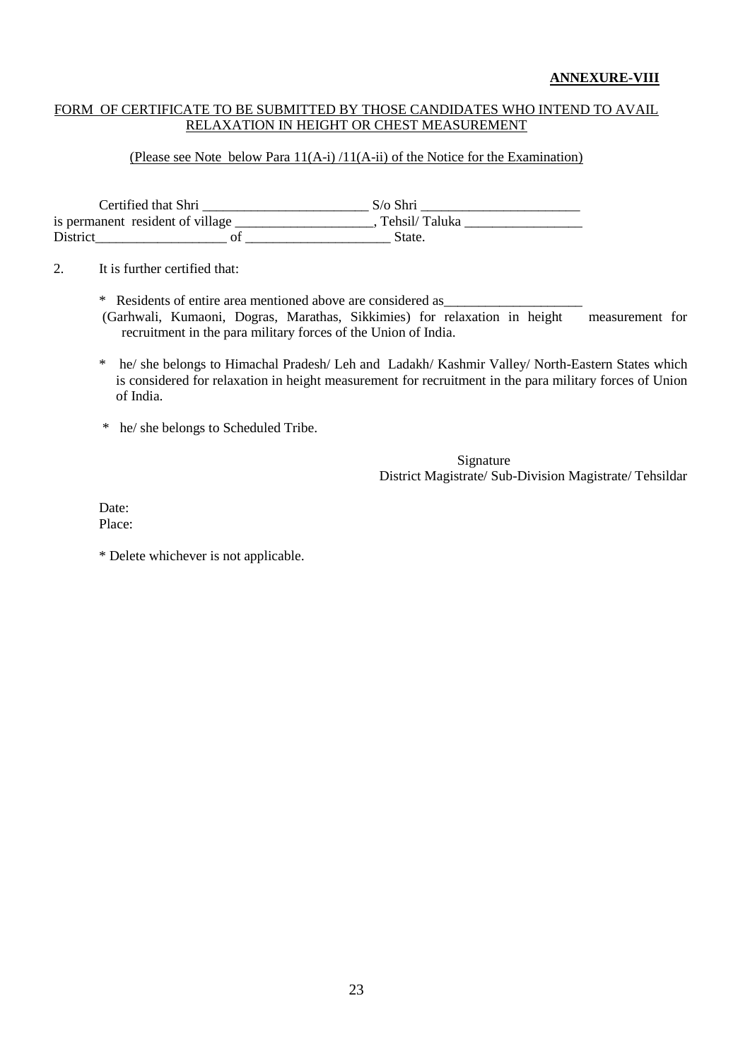**ANNEXURE-VIII**

FORM OF CERTIFICATE TO BE SUBMITTED BY THOSE CANDIDATES WHO INTEND TO AVAIL RELAXATION IN HEIGHT OR CHEST MEASUREMENT

(Please see Note below Para 11(A-i) /11(A-ii) of the Notice for the Examination)

Certified that Shri ________________________ S/o Shri _______________________ is permanent resident of village ____________________, Tehsil/ Taluka _________________ District___________________ of _____________________ State.

2. It is further certified that:

* Residents of entire area mentioned above are considered as____________________ (Garhwali, Kumaoni, Dogras, Marathas, Sikkimies) for relaxation in height measurement for recruitment in the para military forces of the Union of India.

* he/ she belongs to Himachal Pradesh/ Leh and Ladakh/ Kashmir Valley/ North-Eastern States which is considered for relaxation in height measurement for recruitment in the para military forces of Union of India.

* he/ she belongs to Scheduled Tribe.

Signature
District Magistrate/ Sub-Division Magistrate/ Tehsildar

Date:
Place:

* Delete whichever is not applicable.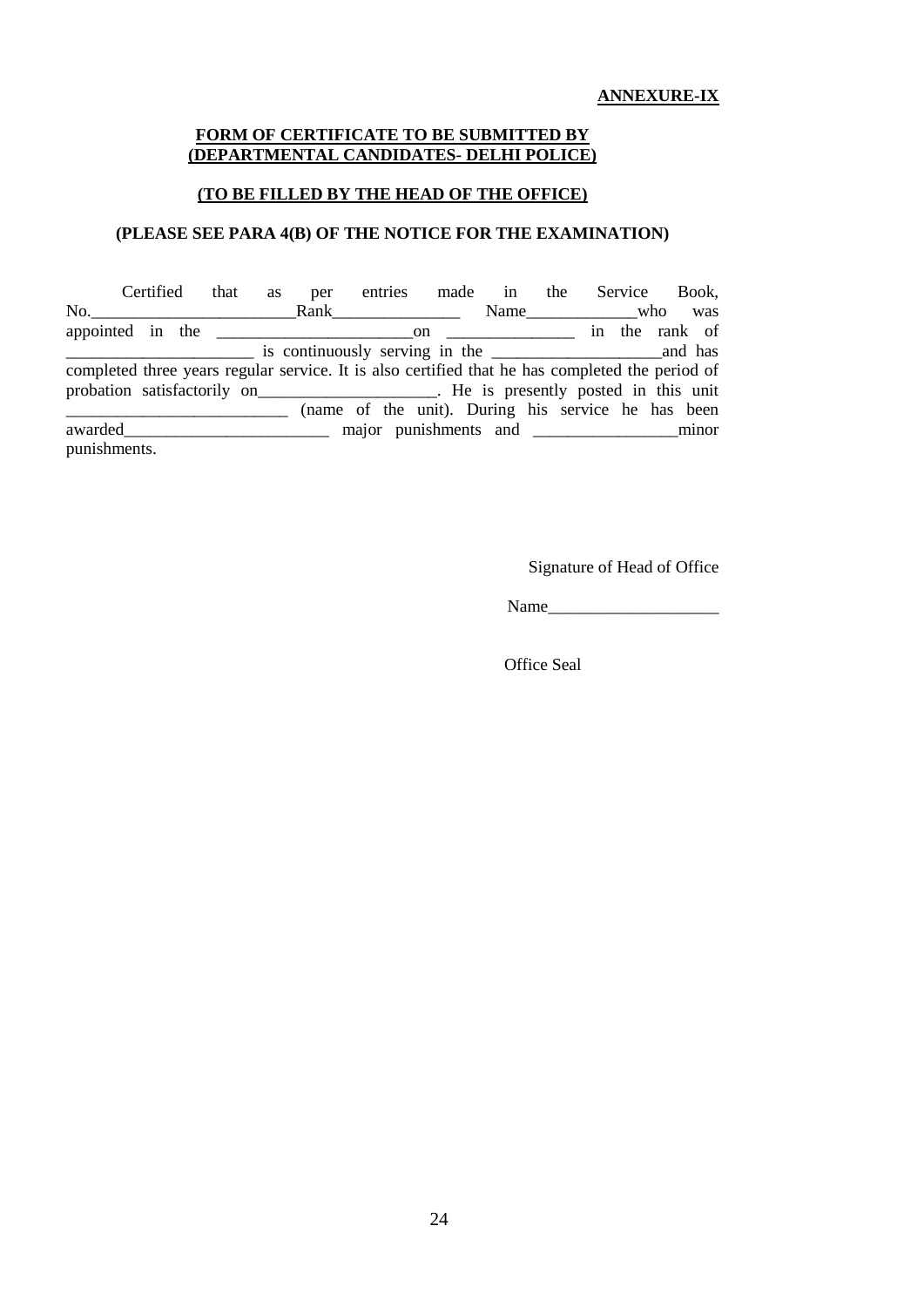**ANNEXURE-IX**

**FORM OF CERTIFICATE TO BE SUBMITTED BY (DEPARTMENTAL CANDIDATES- DELHI POLICE)**

**(TO BE FILLED BY THE HEAD OF THE OFFICE)**

**(PLEASE SEE PARA 4(B) OF THE NOTICE FOR THE EXAMINATION)**

Certified that as per entries made in the Service Book, No.________________________Rank_______________ Name_____________who was appointed in the _______________________on _______________ in the rank of _______________________ is continuously serving in the ____________________and has completed three years regular service. It is also certified that he has completed the period of probation satisfactorily on_____________________. He is presently posted in this unit __________________________ (name of the unit). During his service he has been awarded________________________ major punishments and _________________minor punishments.

Signature of Head of Office

Name____________________

Office Seal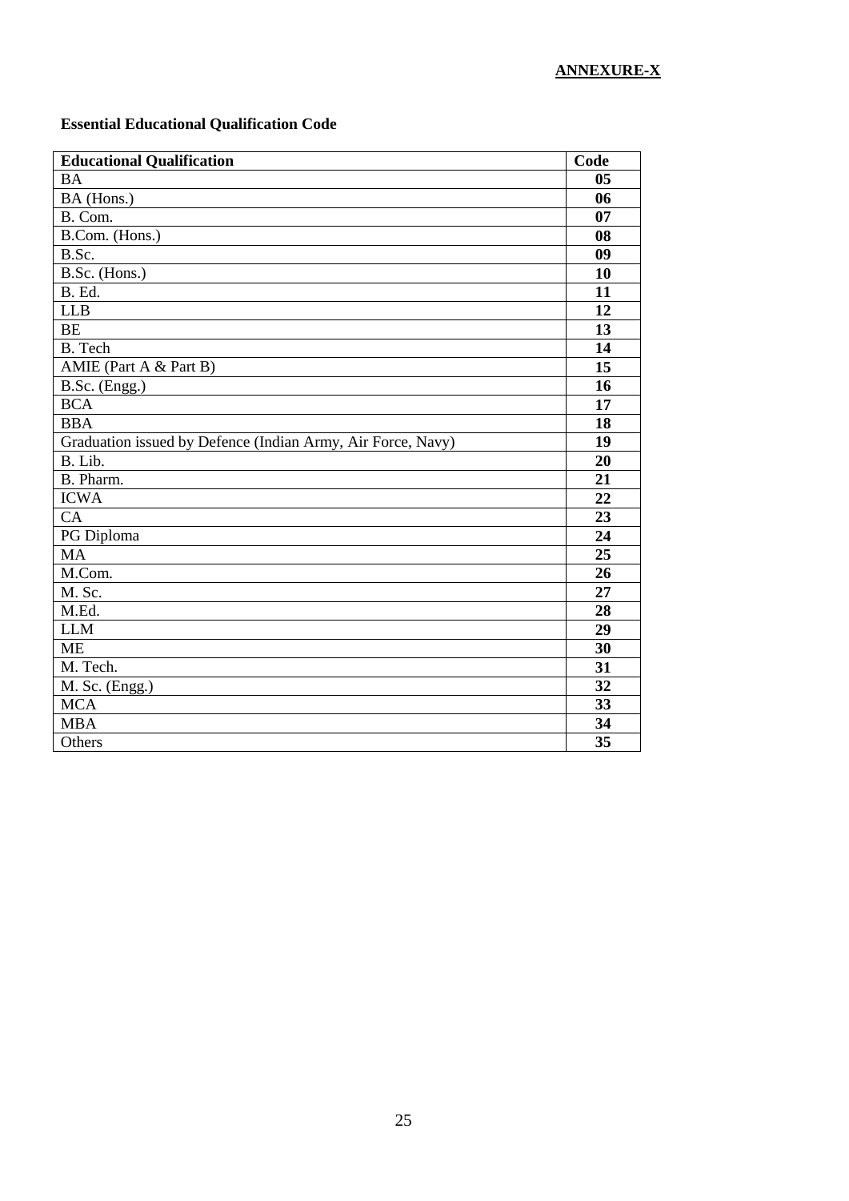**ANNEXURE-X**

**Essential Educational Qualification Code**

| **Educational Qualification** | **Code** |
|---|---|
| BA | **05** |
| BA (Hons.) | **06** |
| B. Com. | **07** |
| B.Com. (Hons.) | **08** |
| B.Sc. | **09** |
| B.Sc. (Hons.) | **10** |
| B. Ed. | **11** |
| LLB | **12** |
| BE | **13** |
| B. Tech | **14** |
| AMIE (Part A & Part B) | **15** |
| B.Sc. (Engg.) | **16** |
| BCA | **17** |
| BBA | **18** |
| Graduation issued by Defence (Indian Army, Air Force, Navy) | **19** |
| B. Lib. | **20** |
| B. Pharm. | **21** |
| ICWA | **22** |
| CA | **23** |
| PG Diploma | **24** |
| MA | **25** |
| M.Com. | **26** |
| M. Sc. | **27** |
| M.Ed. | **28** |
| LLM | **29** |
| ME | **30** |
| M. Tech. | **31** |
| M. Sc. (Engg.) | **32** |
| MCA | **33** |
| MBA | **34** |
| Others | **35** |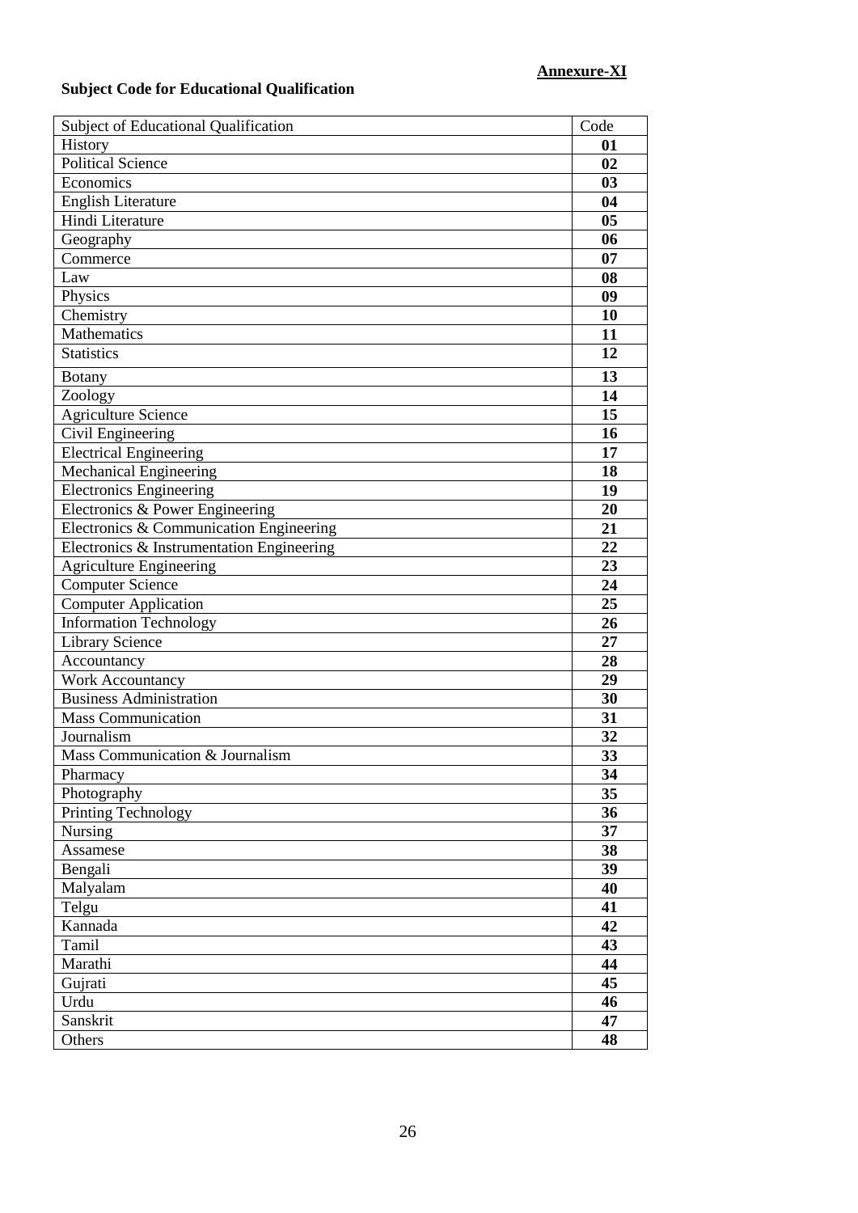**Annexure-XI**

**Subject Code for Educational Qualification**

| Subject of Educational Qualification | Code |
|---|---|
| History | **01** |
| Political Science | **02** |
| Economics | **03** |
| English Literature | **04** |
| Hindi Literature | **05** |
| Geography | **06** |
| Commerce | **07** |
| Law | **08** |
| Physics | **09** |
| Chemistry | **10** |
| Mathematics | **11** |
| Statistics | **12** |
| Botany | **13** |
| Zoology | **14** |
| Agriculture Science | **15** |
| Civil Engineering | **16** |
| Electrical Engineering | **17** |
| Mechanical Engineering | **18** |
| Electronics Engineering | **19** |
| Electronics & Power Engineering | **20** |
| Electronics & Communication Engineering | **21** |
| Electronics & Instrumentation Engineering | **22** |
| Agriculture Engineering | **23** |
| Computer Science | **24** |
| Computer Application | **25** |
| Information Technology | **26** |
| Library Science | **27** |
| Accountancy | **28** |
| Work Accountancy | **29** |
| Business Administration | **30** |
| Mass Communication | **31** |
| Journalism | **32** |
| Mass Communication & Journalism | **33** |
| Pharmacy | **34** |
| Photography | **35** |
| Printing Technology | **36** |
| Nursing | **37** |
| Assamese | **38** |
| Bengali | **39** |
| Malyalam | **40** |
| Telgu | **41** |
| Kannada | **42** |
| Tamil | **43** |
| Marathi | **44** |
| Gujrati | **45** |
| Urdu | **46** |
| Sanskrit | **47** |
| Others | **48** |